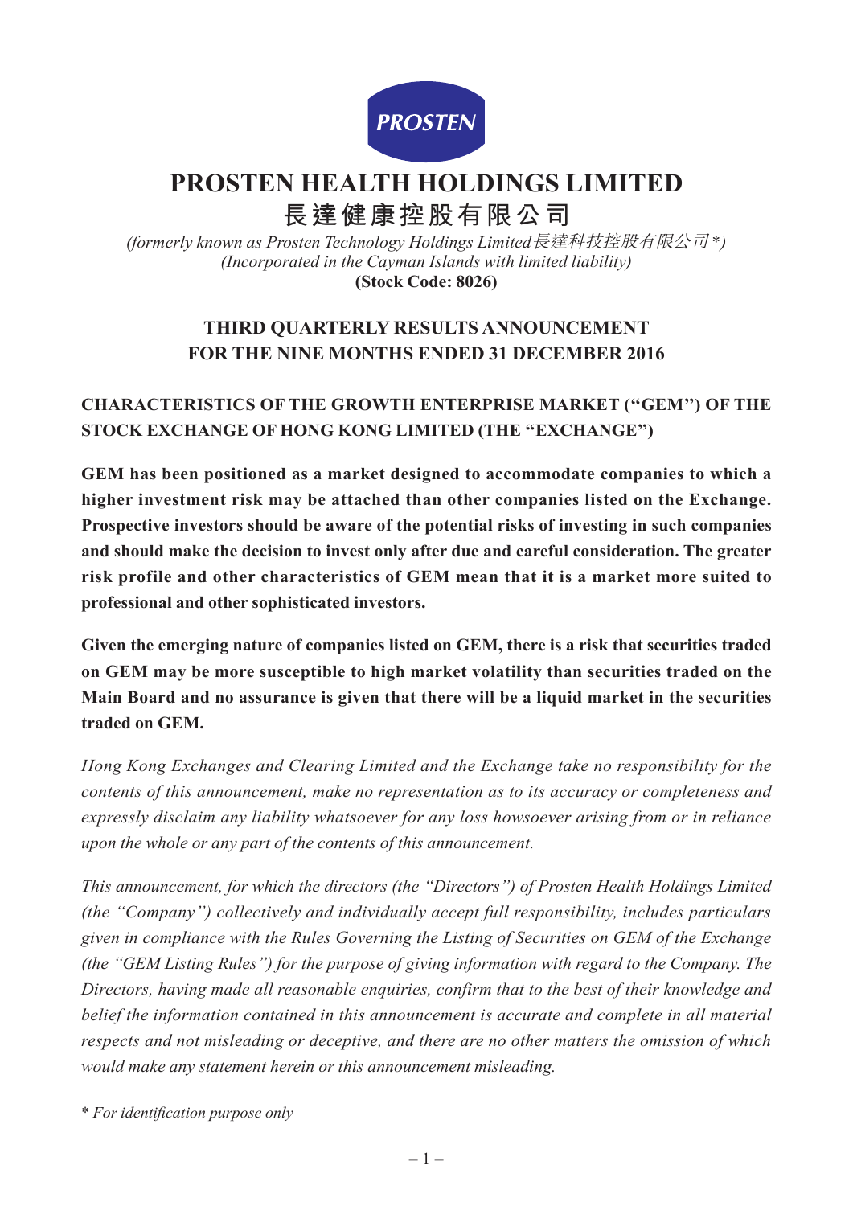PROSTEN

# PROSTEN HEALTH HOLDINGS LIMITED

# 長達健康控股有限公司

*(formerly known as Prosten Technology Holdings Limited 長達科技控股有限公司\*)*
*(Incorporated in the Cayman Islands with limited liability)*
**(Stock Code: 8026)**

## THIRD QUARTERLY RESULTS ANNOUNCEMENT FOR THE NINE MONTHS ENDED 31 DECEMBER 2016

### CHARACTERISTICS OF THE GROWTH ENTERPRISE MARKET ("GEM") OF THE STOCK EXCHANGE OF HONG KONG LIMITED (THE "EXCHANGE")

**GEM has been positioned as a market designed to accommodate companies to which a higher investment risk may be attached than other companies listed on the Exchange. Prospective investors should be aware of the potential risks of investing in such companies and should make the decision to invest only after due and careful consideration. The greater risk profile and other characteristics of GEM mean that it is a market more suited to professional and other sophisticated investors.**

**Given the emerging nature of companies listed on GEM, there is a risk that securities traded on GEM may be more susceptible to high market volatility than securities traded on the Main Board and no assurance is given that there will be a liquid market in the securities traded on GEM.**

*Hong Kong Exchanges and Clearing Limited and the Exchange take no responsibility for the contents of this announcement, make no representation as to its accuracy or completeness and expressly disclaim any liability whatsoever for any loss howsoever arising from or in reliance upon the whole or any part of the contents of this announcement.*

*This announcement, for which the directors (the "Directors") of Prosten Health Holdings Limited (the "Company") collectively and individually accept full responsibility, includes particulars given in compliance with the Rules Governing the Listing of Securities on GEM of the Exchange (the "GEM Listing Rules") for the purpose of giving information with regard to the Company. The Directors, having made all reasonable enquiries, confirm that to the best of their knowledge and belief the information contained in this announcement is accurate and complete in all material respects and not misleading or deceptive, and there are no other matters the omission of which would make any statement herein or this announcement misleading.*

*\* For identification purpose only*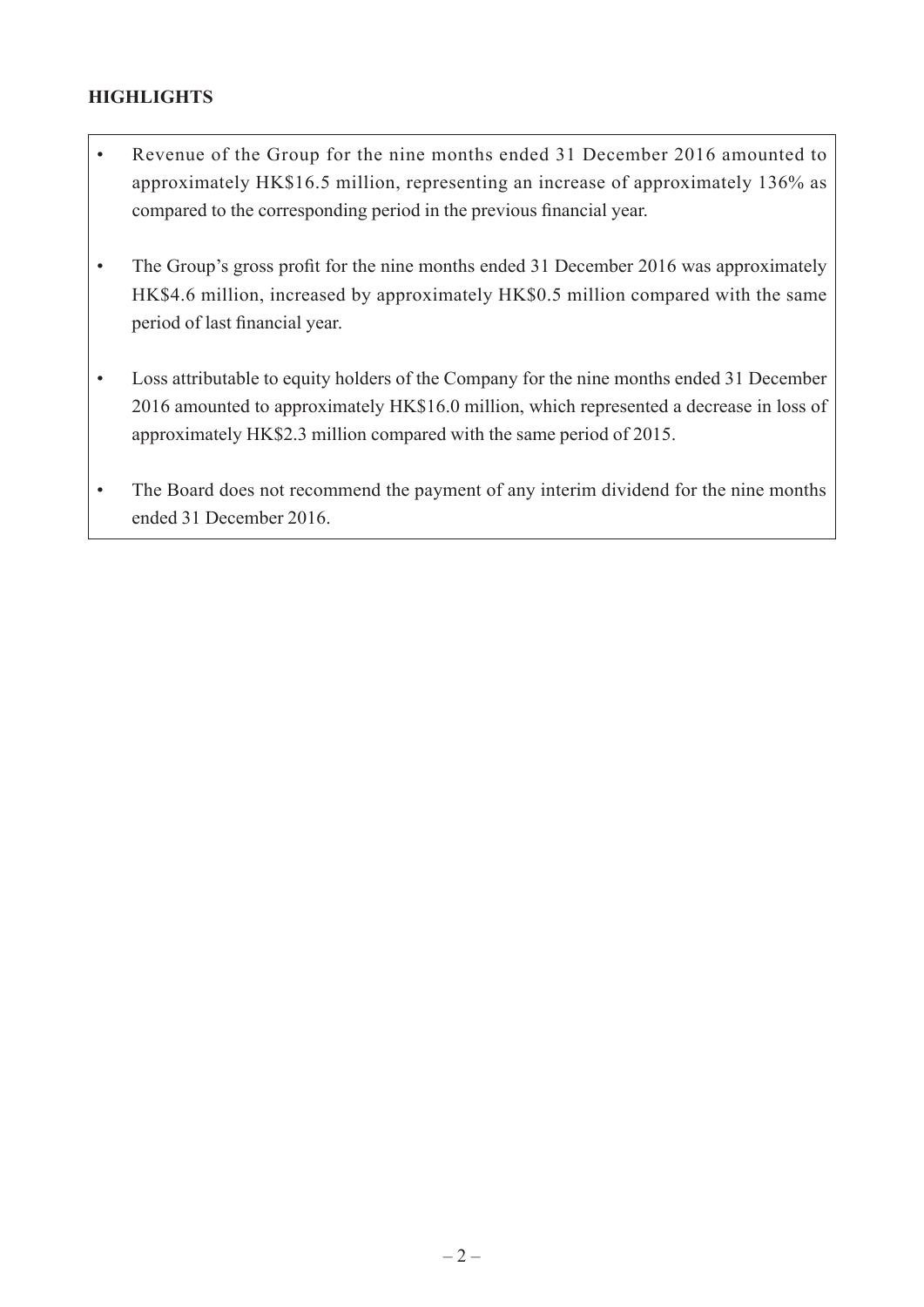## HIGHLIGHTS

- Revenue of the Group for the nine months ended 31 December 2016 amounted to approximately HK$16.5 million, representing an increase of approximately 136% as compared to the corresponding period in the previous financial year.
- The Group's gross profit for the nine months ended 31 December 2016 was approximately HK$4.6 million, increased by approximately HK$0.5 million compared with the same period of last financial year.
- Loss attributable to equity holders of the Company for the nine months ended 31 December 2016 amounted to approximately HK$16.0 million, which represented a decrease in loss of approximately HK$2.3 million compared with the same period of 2015.
- The Board does not recommend the payment of any interim dividend for the nine months ended 31 December 2016.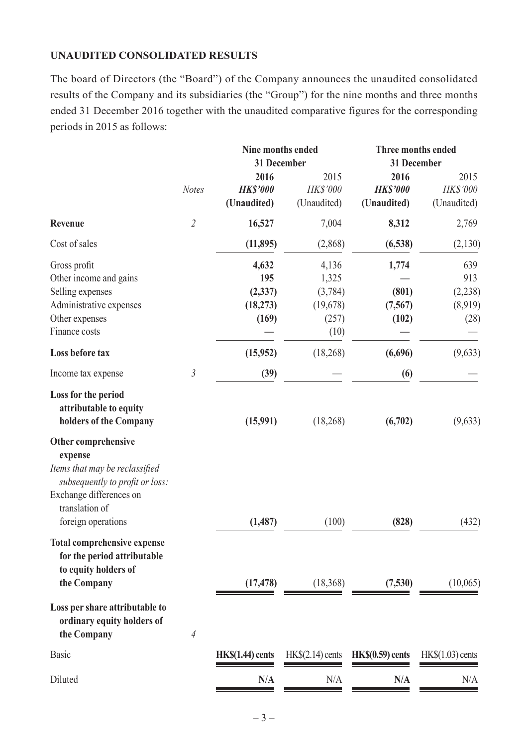**UNAUDITED CONSOLIDATED RESULTS**

The board of Directors (the "Board") of the Company announces the unaudited consolidated results of the Company and its subsidiaries (the "Group") for the nine months and three months ended 31 December 2016 together with the unaudited comparative figures for the corresponding periods in 2015 as follows:

| | | Nine months ended 31 December | | Three months ended 31 December | |
|---|---|---|---|---|---|
| | *Notes* | **2016** | 2015 | **2016** | 2015 |
| | | ***HK$'000*** | *HK$'000* | ***HK$'000*** | *HK$'000* |
| | | **(Unaudited)** | (Unaudited) | **(Unaudited)** | (Unaudited) |
| **Revenue** | *2* | **16,527** | 7,004 | **8,312** | 2,769 |
| Cost of sales | | **(11,895)** | (2,868) | **(6,538)** | (2,130) |
| Gross profit | | **4,632** | 4,136 | **1,774** | 639 |
| Other income and gains | | **195** | 1,325 | **—** | 913 |
| Selling expenses | | **(2,337)** | (3,784) | **(801)** | (2,238) |
| Administrative expenses | | **(18,273)** | (19,678) | **(7,567)** | (8,919) |
| Other expenses | | **(169)** | (257) | **(102)** | (28) |
| Finance costs | | **—** | (10) | **—** | — |
| **Loss before tax** | | **(15,952)** | (18,268) | **(6,696)** | (9,633) |
| Income tax expense | *3* | **(39)** | — | **(6)** | — |
| **Loss for the period attributable to equity holders of the Company** | | **(15,991)** | (18,268) | **(6,702)** | (9,633) |
| **Other comprehensive expense** | | | | | |
| *Items that may be reclassified subsequently to profit or loss:* | | | | | |
| Exchange differences on translation of foreign operations | | **(1,487)** | (100) | **(828)** | (432) |
| **Total comprehensive expense for the period attributable to equity holders of the Company** | | **(17,478)** | (18,368) | **(7,530)** | (10,065) |
| **Loss per share attributable to ordinary equity holders of the Company** | *4* | | | | |
| Basic | | **HK$(1.44) cents** | HK$(2.14) cents | **HK$(0.59) cents** | HK$(1.03) cents |
| Diluted | | **N/A** | N/A | **N/A** | N/A |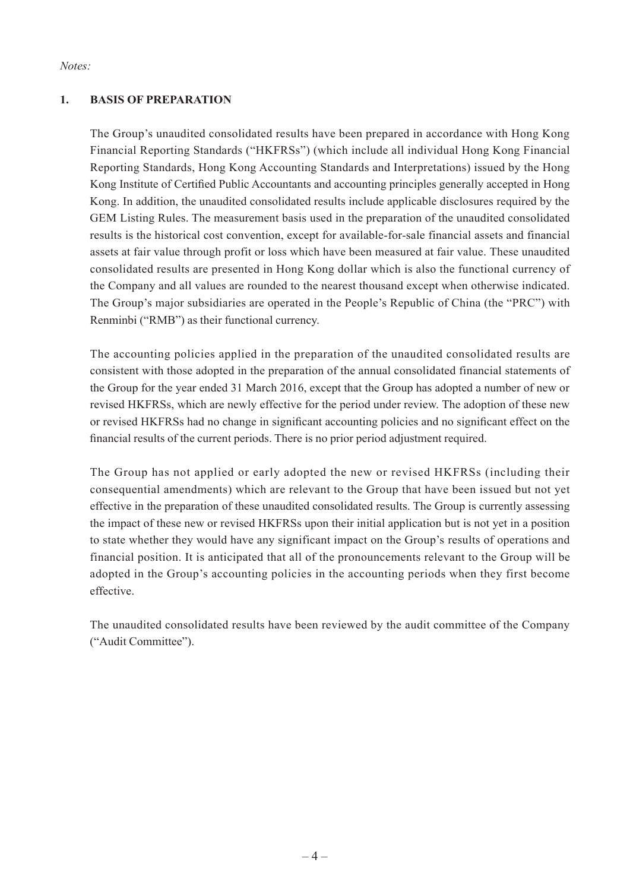*Notes:*

## 1. BASIS OF PREPARATION

The Group's unaudited consolidated results have been prepared in accordance with Hong Kong Financial Reporting Standards ("HKFRSs") (which include all individual Hong Kong Financial Reporting Standards, Hong Kong Accounting Standards and Interpretations) issued by the Hong Kong Institute of Certified Public Accountants and accounting principles generally accepted in Hong Kong. In addition, the unaudited consolidated results include applicable disclosures required by the GEM Listing Rules. The measurement basis used in the preparation of the unaudited consolidated results is the historical cost convention, except for available-for-sale financial assets and financial assets at fair value through profit or loss which have been measured at fair value. These unaudited consolidated results are presented in Hong Kong dollar which is also the functional currency of the Company and all values are rounded to the nearest thousand except when otherwise indicated. The Group's major subsidiaries are operated in the People's Republic of China (the "PRC") with Renminbi ("RMB") as their functional currency.

The accounting policies applied in the preparation of the unaudited consolidated results are consistent with those adopted in the preparation of the annual consolidated financial statements of the Group for the year ended 31 March 2016, except that the Group has adopted a number of new or revised HKFRSs, which are newly effective for the period under review. The adoption of these new or revised HKFRSs had no change in significant accounting policies and no significant effect on the financial results of the current periods. There is no prior period adjustment required.

The Group has not applied or early adopted the new or revised HKFRSs (including their consequential amendments) which are relevant to the Group that have been issued but not yet effective in the preparation of these unaudited consolidated results. The Group is currently assessing the impact of these new or revised HKFRSs upon their initial application but is not yet in a position to state whether they would have any significant impact on the Group's results of operations and financial position. It is anticipated that all of the pronouncements relevant to the Group will be adopted in the Group's accounting policies in the accounting periods when they first become effective.

The unaudited consolidated results have been reviewed by the audit committee of the Company ("Audit Committee").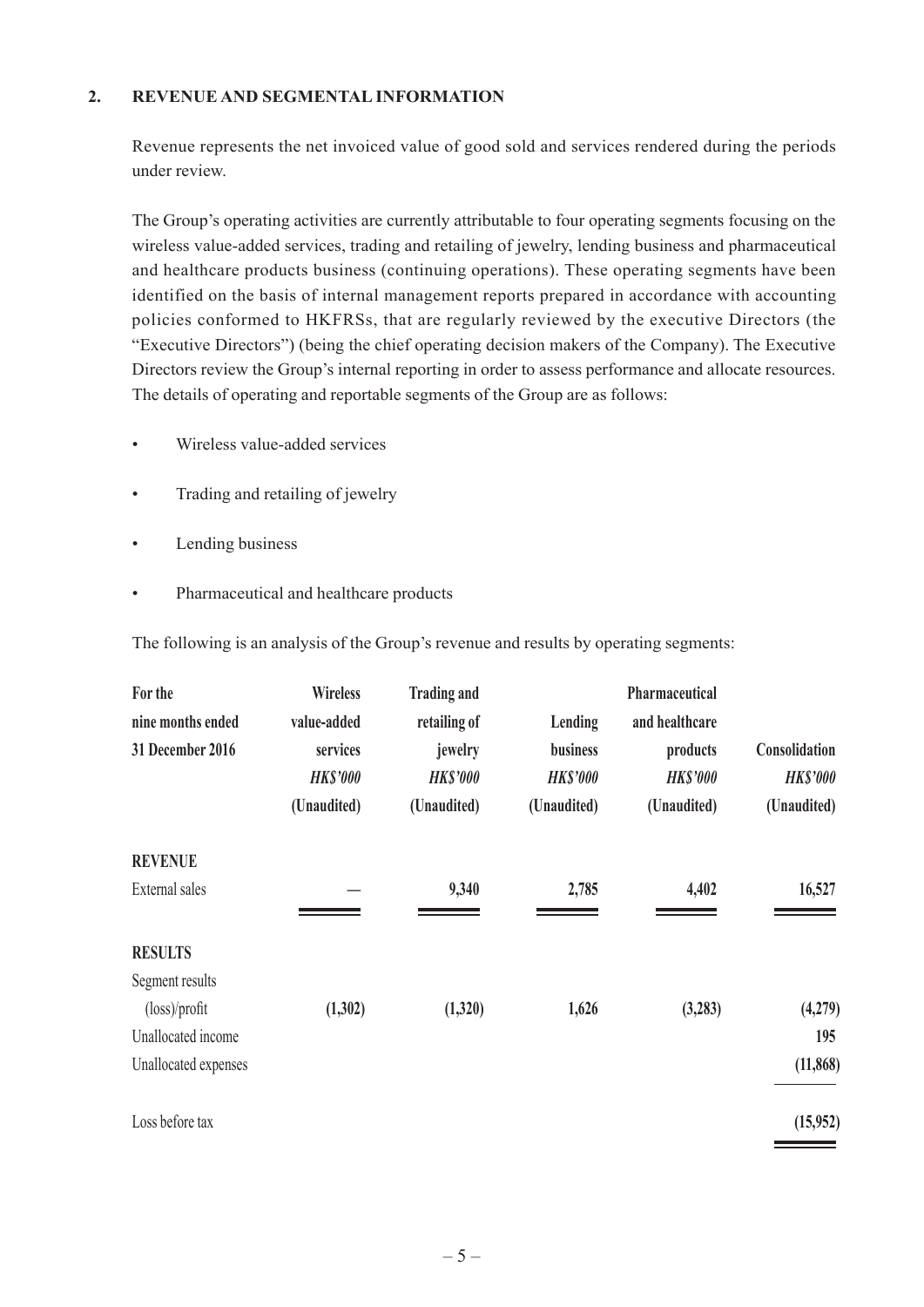## 2. REVENUE AND SEGMENTAL INFORMATION

Revenue represents the net invoiced value of good sold and services rendered during the periods under review.

The Group's operating activities are currently attributable to four operating segments focusing on the wireless value-added services, trading and retailing of jewelry, lending business and pharmaceutical and healthcare products business (continuing operations). These operating segments have been identified on the basis of internal management reports prepared in accordance with accounting policies conformed to HKFRSs, that are regularly reviewed by the executive Directors (the "Executive Directors") (being the chief operating decision makers of the Company). The Executive Directors review the Group's internal reporting in order to assess performance and allocate resources. The details of operating and reportable segments of the Group are as follows:

- Wireless value-added services
- Trading and retailing of jewelry
- Lending business
- Pharmaceutical and healthcare products

The following is an analysis of the Group's revenue and results by operating segments:

| For the nine months ended 31 December 2016 | Wireless value-added services *HK$'000* (Unaudited) | Trading and retailing of jewelry *HK$'000* (Unaudited) | Lending business *HK$'000* (Unaudited) | Pharmaceutical and healthcare products *HK$'000* (Unaudited) | Consolidation *HK$'000* (Unaudited) |
|---|---|---|---|---|---|
| **REVENUE** | | | | | |
| External sales | — | 9,340 | 2,785 | 4,402 | 16,527 |
| **RESULTS** | | | | | |
| Segment results (loss)/profit | (1,302) | (1,320) | 1,626 | (3,283) | (4,279) |
| Unallocated income | | | | | 195 |
| Unallocated expenses | | | | | (11,868) |
| Loss before tax | | | | | (15,952) |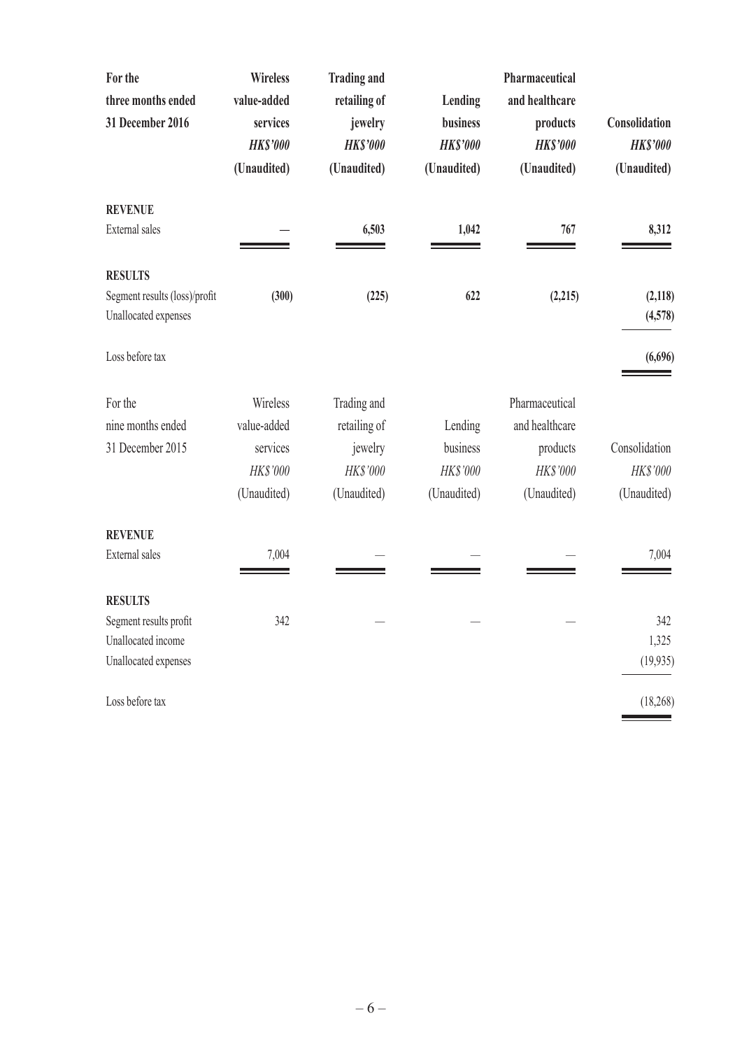| For the three months ended 31 December 2016 | Wireless value-added services | Trading and retailing of jewelry | Lending business | Pharmaceutical and healthcare products | Consolidation |
|---|---|---|---|---|---|
| | *HK$'000* | *HK$'000* | *HK$'000* | *HK$'000* | *HK$'000* |
| | (Unaudited) | (Unaudited) | (Unaudited) | (Unaudited) | (Unaudited) |
| **REVENUE** | | | | | |
| External sales | — | 6,503 | 1,042 | 767 | 8,312 |
| **RESULTS** | | | | | |
| Segment results (loss)/profit | (300) | (225) | 622 | (2,215) | (2,118) |
| Unallocated expenses | | | | | (4,578) |
| Loss before tax | | | | | (6,696) |

| For the nine months ended 31 December 2015 | Wireless value-added services | Trading and retailing of jewelry | Lending business | Pharmaceutical and healthcare products | Consolidation |
|---|---|---|---|---|---|
| | *HK$'000* | *HK$'000* | *HK$'000* | *HK$'000* | *HK$'000* |
| | (Unaudited) | (Unaudited) | (Unaudited) | (Unaudited) | (Unaudited) |
| **REVENUE** | | | | | |
| External sales | 7,004 | — | — | — | 7,004 |
| **RESULTS** | | | | | |
| Segment results profit | 342 | — | — | — | 342 |
| Unallocated income | | | | | 1,325 |
| Unallocated expenses | | | | | (19,935) |
| Loss before tax | | | | | (18,268) |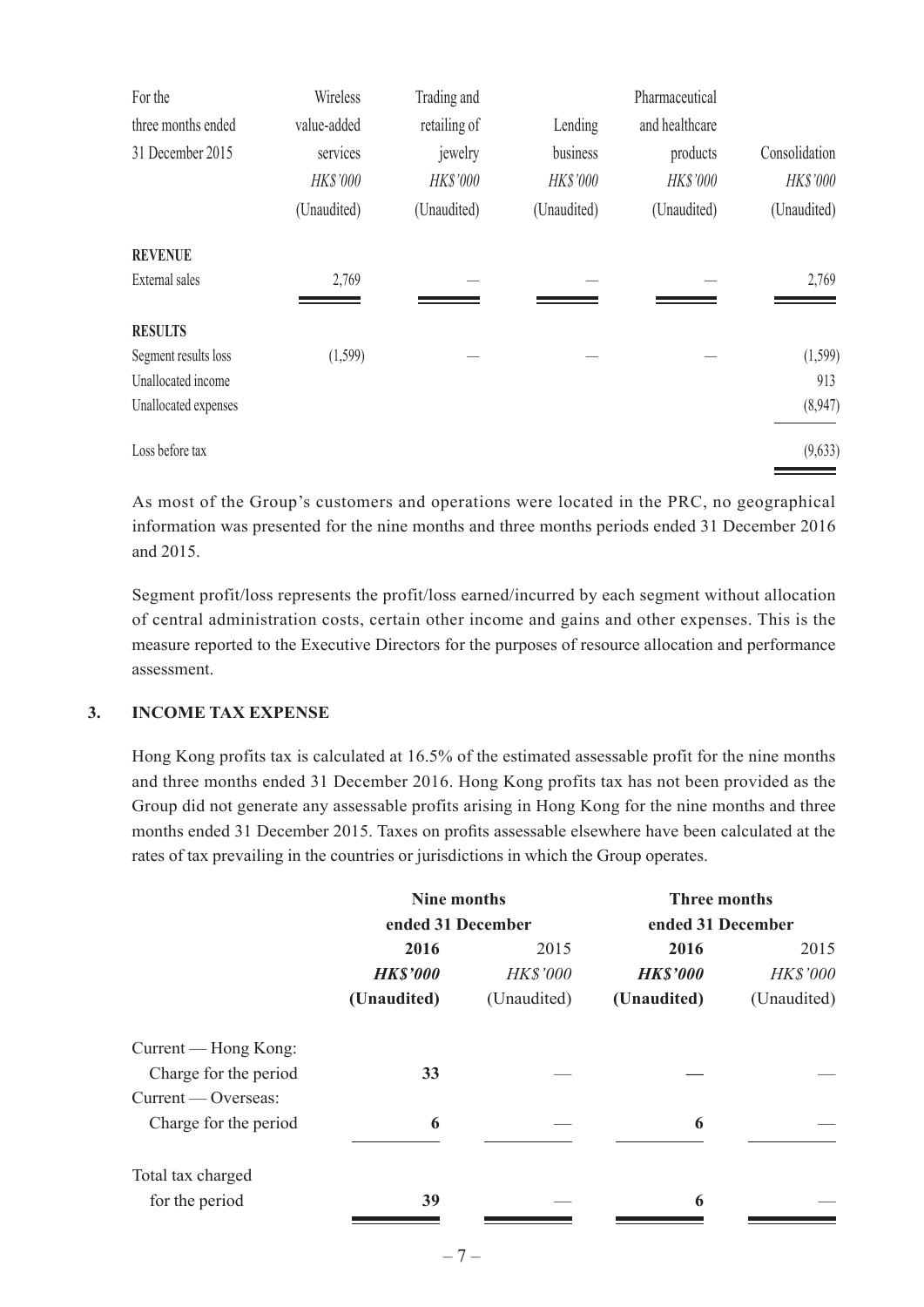| For the three months ended 31 December 2015 | Wireless value-added services | Trading and retailing of jewelry | Lending business | Pharmaceutical and healthcare products | Consolidation |
|---|---|---|---|---|---|
| | *HK$'000* | *HK$'000* | *HK$'000* | *HK$'000* | *HK$'000* |
| | (Unaudited) | (Unaudited) | (Unaudited) | (Unaudited) | (Unaudited) |
| **REVENUE** | | | | | |
| External sales | 2,769 | — | — | — | 2,769 |
| **RESULTS** | | | | | |
| Segment results loss | (1,599) | — | — | — | (1,599) |
| Unallocated income | | | | | 913 |
| Unallocated expenses | | | | | (8,947) |
| Loss before tax | | | | | (9,633) |

As most of the Group's customers and operations were located in the PRC, no geographical information was presented for the nine months and three months periods ended 31 December 2016 and 2015.

Segment profit/loss represents the profit/loss earned/incurred by each segment without allocation of central administration costs, certain other income and gains and other expenses. This is the measure reported to the Executive Directors for the purposes of resource allocation and performance assessment.

## 3. INCOME TAX EXPENSE

Hong Kong profits tax is calculated at 16.5% of the estimated assessable profit for the nine months and three months ended 31 December 2016. Hong Kong profits tax has not been provided as the Group did not generate any assessable profits arising in Hong Kong for the nine months and three months ended 31 December 2015. Taxes on profits assessable elsewhere have been calculated at the rates of tax prevailing in the countries or jurisdictions in which the Group operates.

| | Nine months ended 31 December | | Three months ended 31 December | |
|---|---|---|---|---|
| | **2016** | 2015 | **2016** | 2015 |
| | ***HK$'000*** | *HK$'000* | ***HK$'000*** | *HK$'000* |
| | **(Unaudited)** | (Unaudited) | **(Unaudited)** | (Unaudited) |
| Current — Hong Kong: | | | | |
| Charge for the period | **33** | — | **—** | — |
| Current — Overseas: | | | | |
| Charge for the period | **6** | — | **6** | — |
| Total tax charged for the period | **39** | — | **6** | — |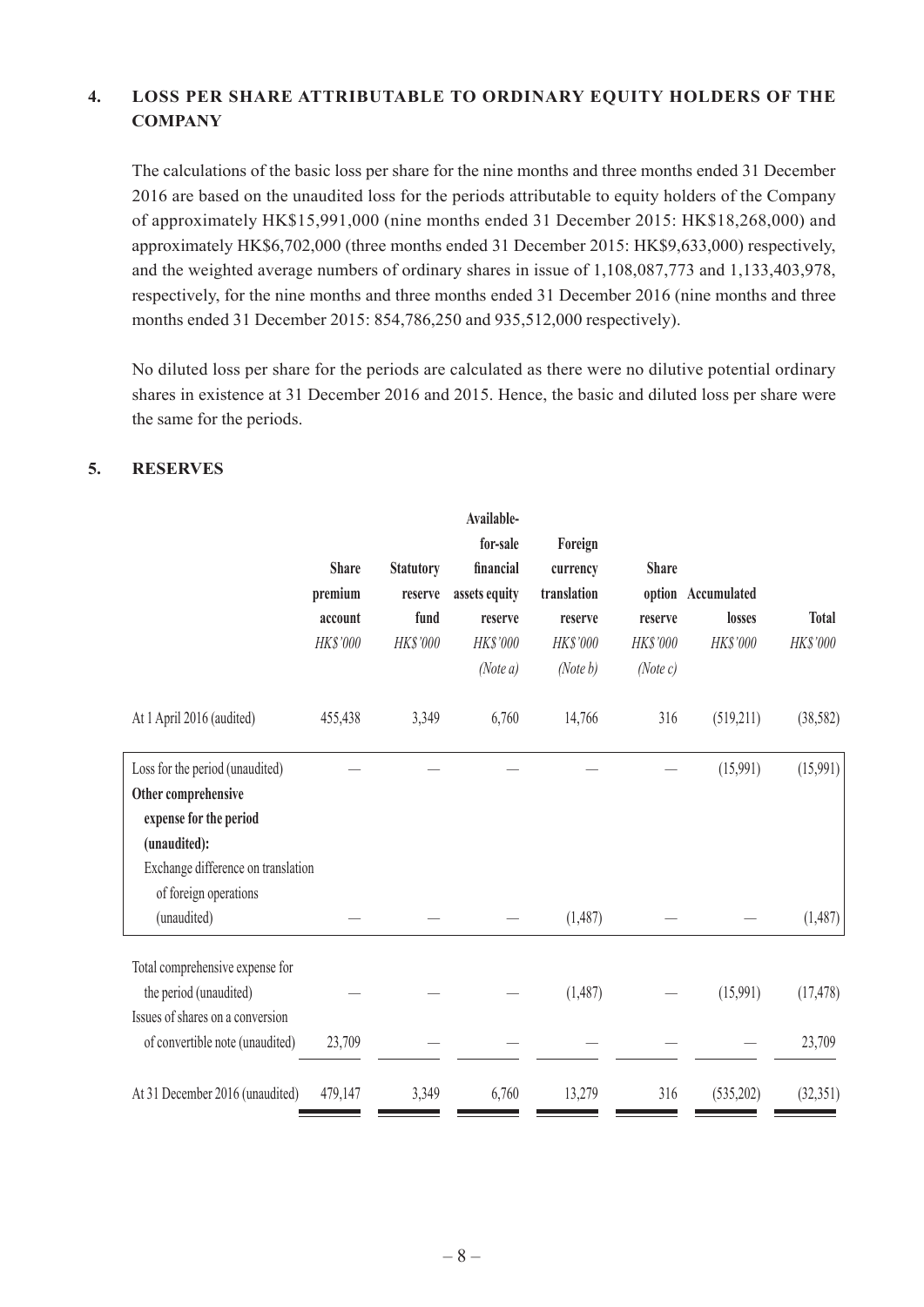## 4. LOSS PER SHARE ATTRIBUTABLE TO ORDINARY EQUITY HOLDERS OF THE COMPANY

The calculations of the basic loss per share for the nine months and three months ended 31 December 2016 are based on the unaudited loss for the periods attributable to equity holders of the Company of approximately HK$15,991,000 (nine months ended 31 December 2015: HK$18,268,000) and approximately HK$6,702,000 (three months ended 31 December 2015: HK$9,633,000) respectively, and the weighted average numbers of ordinary shares in issue of 1,108,087,773 and 1,133,403,978, respectively, for the nine months and three months ended 31 December 2016 (nine months and three months ended 31 December 2015: 854,786,250 and 935,512,000 respectively).

No diluted loss per share for the periods are calculated as there were no dilutive potential ordinary shares in existence at 31 December 2016 and 2015. Hence, the basic and diluted loss per share were the same for the periods.

## 5. RESERVES

| | Share premium account HK$'000 | Statutory reserve fund HK$'000 | Available-for-sale financial assets equity reserve HK$'000 (Note a) | Foreign currency translation reserve HK$'000 (Note b) | Share option reserve HK$'000 (Note c) | Accumulated losses HK$'000 | Total HK$'000 |
|---|---|---|---|---|---|---|---|
| At 1 April 2016 (audited) | 455,438 | 3,349 | 6,760 | 14,766 | 316 | (519,211) | (38,582) |
| Loss for the period (unaudited) | — | — | — | — | — | (15,991) | (15,991) |
| **Other comprehensive expense for the period (unaudited):** | | | | | | | |
| Exchange difference on translation of foreign operations (unaudited) | — | — | — | (1,487) | — | — | (1,487) |
| Total comprehensive expense for the period (unaudited) | — | — | — | (1,487) | — | (15,991) | (17,478) |
| Issues of shares on a conversion of convertible note (unaudited) | 23,709 | — | — | — | — | — | 23,709 |
| At 31 December 2016 (unaudited) | 479,147 | 3,349 | 6,760 | 13,279 | 316 | (535,202) | (32,351) |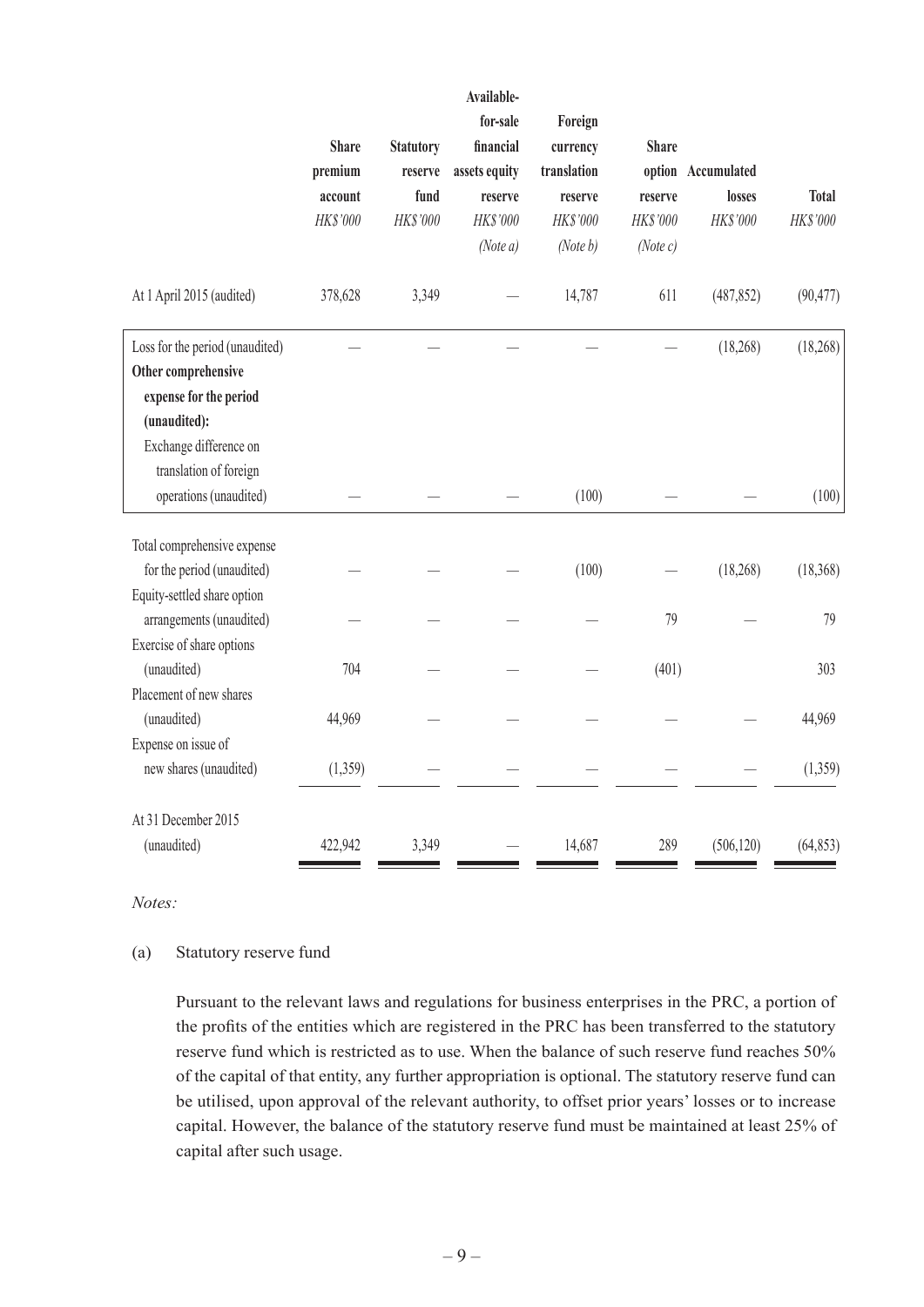| | Share premium account HK$'000 | Statutory reserve fund HK$'000 | Available-for-sale financial assets equity reserve HK$'000 (Note a) | Foreign currency translation reserve HK$'000 (Note b) | Share option reserve HK$'000 (Note c) | Accumulated losses HK$'000 | Total HK$'000 |
|---|---|---|---|---|---|---|---|
| At 1 April 2015 (audited) | 378,628 | 3,349 | — | 14,787 | 611 | (487,852) | (90,477) |
| Loss for the period (unaudited) | — | — | — | — | — | (18,268) | (18,268) |
| **Other comprehensive expense for the period (unaudited):** | | | | | | | |
| Exchange difference on translation of foreign operations (unaudited) | — | — | — | (100) | — | — | (100) |
| Total comprehensive expense for the period (unaudited) | — | — | — | (100) | — | (18,268) | (18,368) |
| Equity-settled share option arrangements (unaudited) | — | — | — | — | 79 | — | 79 |
| Exercise of share options (unaudited) | 704 | — | — | — | (401) | | 303 |
| Placement of new shares (unaudited) | 44,969 | — | — | — | — | — | 44,969 |
| Expense on issue of new shares (unaudited) | (1,359) | — | — | — | — | — | (1,359) |
| At 31 December 2015 (unaudited) | 422,942 | 3,349 | — | 14,687 | 289 | (506,120) | (64,853) |

*Notes:*

(a) Statutory reserve fund

Pursuant to the relevant laws and regulations for business enterprises in the PRC, a portion of the profits of the entities which are registered in the PRC has been transferred to the statutory reserve fund which is restricted as to use. When the balance of such reserve fund reaches 50% of the capital of that entity, any further appropriation is optional. The statutory reserve fund can be utilised, upon approval of the relevant authority, to offset prior years' losses or to increase capital. However, the balance of the statutory reserve fund must be maintained at least 25% of capital after such usage.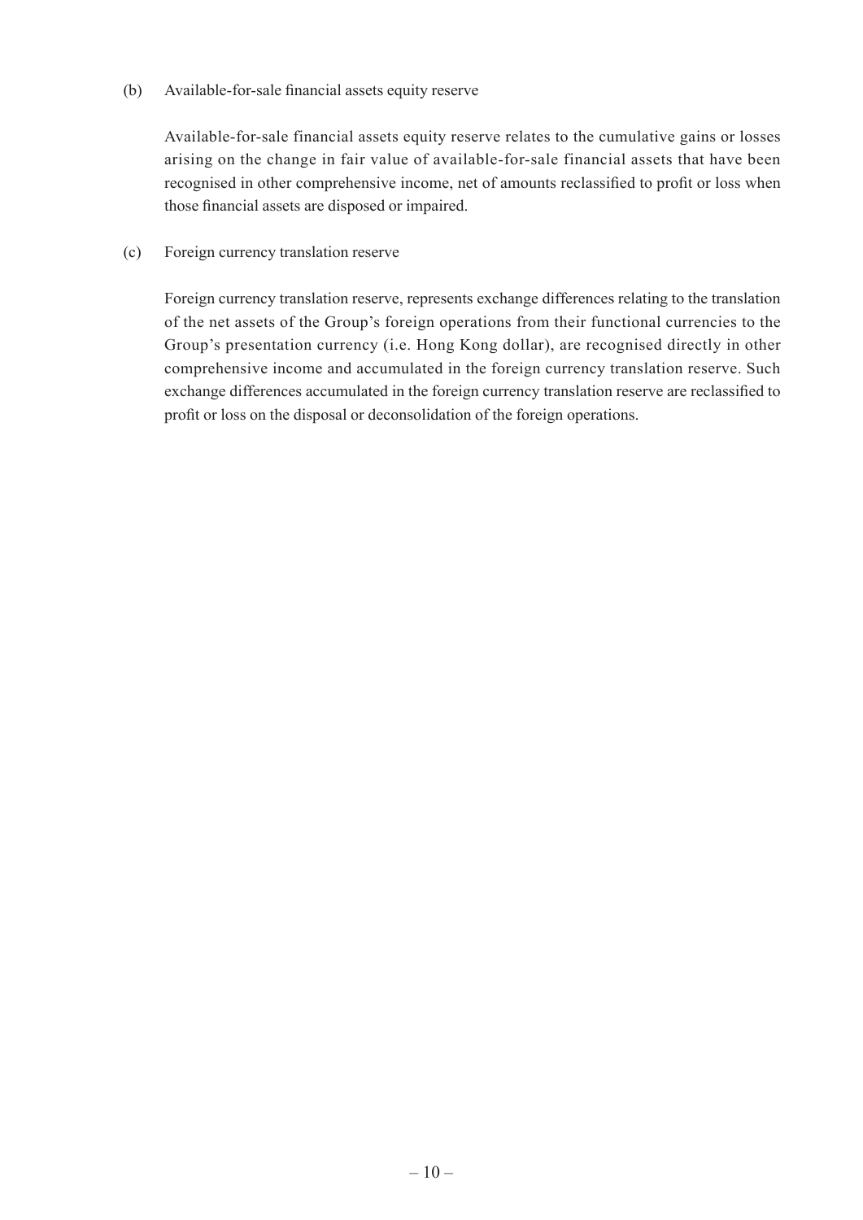(b) Available-for-sale financial assets equity reserve

Available-for-sale financial assets equity reserve relates to the cumulative gains or losses arising on the change in fair value of available-for-sale financial assets that have been recognised in other comprehensive income, net of amounts reclassified to profit or loss when those financial assets are disposed or impaired.

(c) Foreign currency translation reserve

Foreign currency translation reserve, represents exchange differences relating to the translation of the net assets of the Group's foreign operations from their functional currencies to the Group's presentation currency (i.e. Hong Kong dollar), are recognised directly in other comprehensive income and accumulated in the foreign currency translation reserve. Such exchange differences accumulated in the foreign currency translation reserve are reclassified to profit or loss on the disposal or deconsolidation of the foreign operations.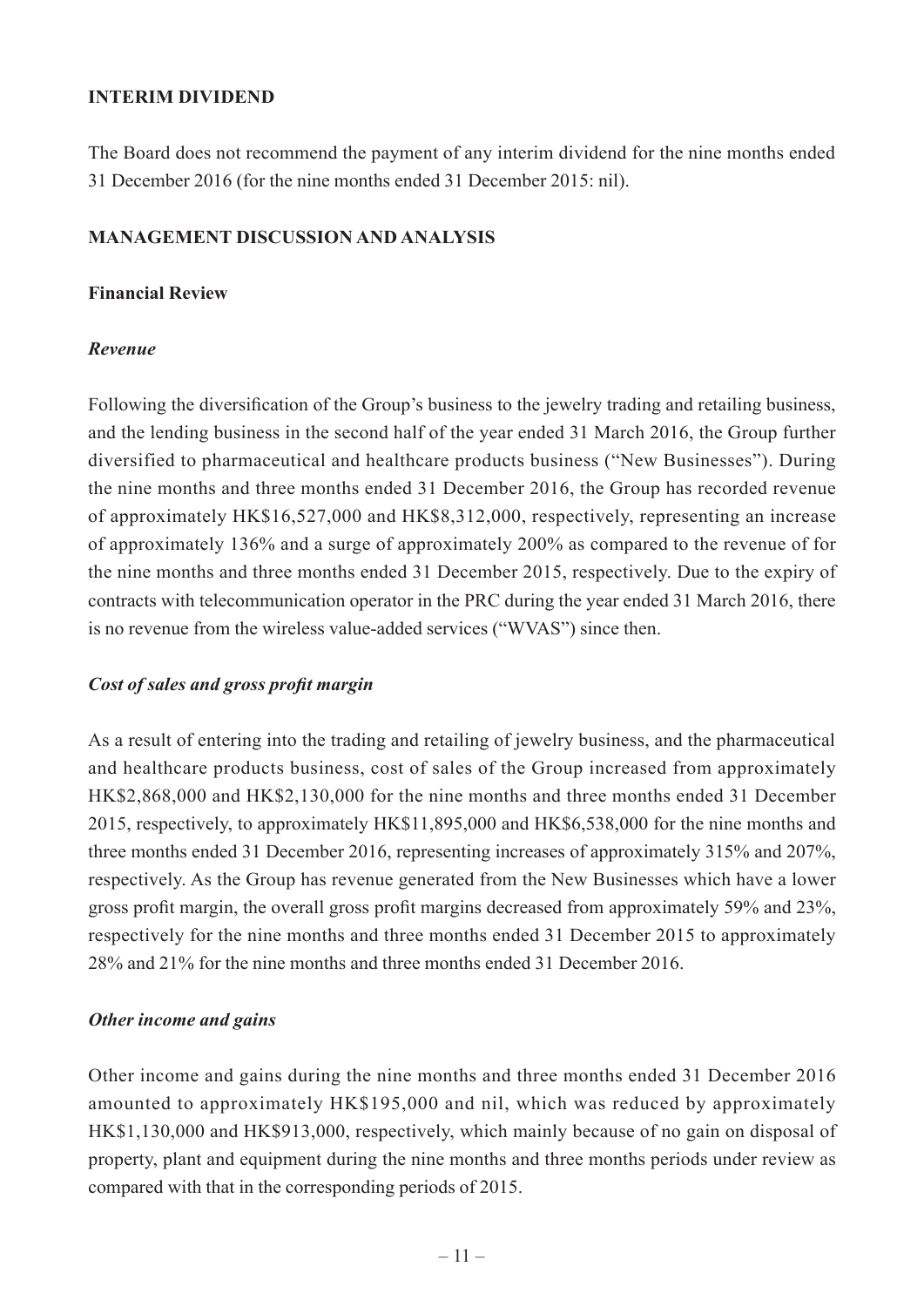## INTERIM DIVIDEND

The Board does not recommend the payment of any interim dividend for the nine months ended 31 December 2016 (for the nine months ended 31 December 2015: nil).

## MANAGEMENT DISCUSSION AND ANALYSIS

### Financial Review

*Revenue*

Following the diversification of the Group's business to the jewelry trading and retailing business, and the lending business in the second half of the year ended 31 March 2016, the Group further diversified to pharmaceutical and healthcare products business ("New Businesses"). During the nine months and three months ended 31 December 2016, the Group has recorded revenue of approximately HK$16,527,000 and HK$8,312,000, respectively, representing an increase of approximately 136% and a surge of approximately 200% as compared to the revenue of for the nine months and three months ended 31 December 2015, respectively. Due to the expiry of contracts with telecommunication operator in the PRC during the year ended 31 March 2016, there is no revenue from the wireless value-added services ("WVAS") since then.

*Cost of sales and gross profit margin*

As a result of entering into the trading and retailing of jewelry business, and the pharmaceutical and healthcare products business, cost of sales of the Group increased from approximately HK$2,868,000 and HK$2,130,000 for the nine months and three months ended 31 December 2015, respectively, to approximately HK$11,895,000 and HK$6,538,000 for the nine months and three months ended 31 December 2016, representing increases of approximately 315% and 207%, respectively. As the Group has revenue generated from the New Businesses which have a lower gross profit margin, the overall gross profit margins decreased from approximately 59% and 23%, respectively for the nine months and three months ended 31 December 2015 to approximately 28% and 21% for the nine months and three months ended 31 December 2016.

*Other income and gains*

Other income and gains during the nine months and three months ended 31 December 2016 amounted to approximately HK$195,000 and nil, which was reduced by approximately HK$1,130,000 and HK$913,000, respectively, which mainly because of no gain on disposal of property, plant and equipment during the nine months and three months periods under review as compared with that in the corresponding periods of 2015.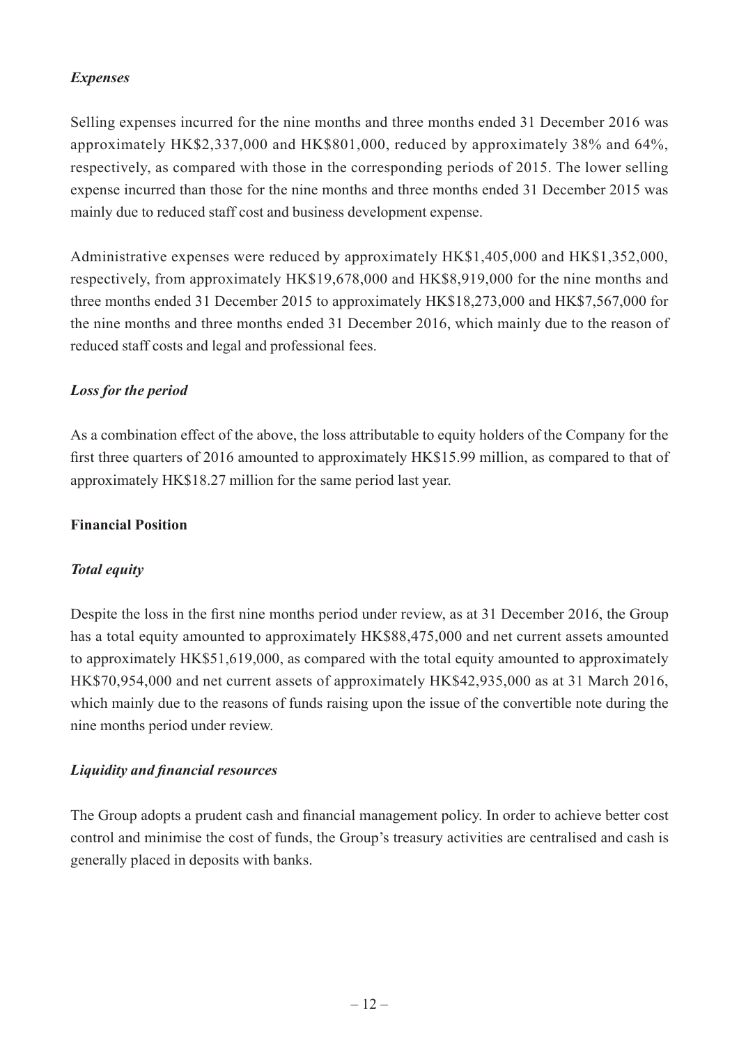### *Expenses*

Selling expenses incurred for the nine months and three months ended 31 December 2016 was approximately HK$2,337,000 and HK$801,000, reduced by approximately 38% and 64%, respectively, as compared with those in the corresponding periods of 2015. The lower selling expense incurred than those for the nine months and three months ended 31 December 2015 was mainly due to reduced staff cost and business development expense.

Administrative expenses were reduced by approximately HK$1,405,000 and HK$1,352,000, respectively, from approximately HK$19,678,000 and HK$8,919,000 for the nine months and three months ended 31 December 2015 to approximately HK$18,273,000 and HK$7,567,000 for the nine months and three months ended 31 December 2016, which mainly due to the reason of reduced staff costs and legal and professional fees.

### *Loss for the period*

As a combination effect of the above, the loss attributable to equity holders of the Company for the first three quarters of 2016 amounted to approximately HK$15.99 million, as compared to that of approximately HK$18.27 million for the same period last year.

## **Financial Position**

### *Total equity*

Despite the loss in the first nine months period under review, as at 31 December 2016, the Group has a total equity amounted to approximately HK$88,475,000 and net current assets amounted to approximately HK$51,619,000, as compared with the total equity amounted to approximately HK$70,954,000 and net current assets of approximately HK$42,935,000 as at 31 March 2016, which mainly due to the reasons of funds raising upon the issue of the convertible note during the nine months period under review.

### *Liquidity and financial resources*

The Group adopts a prudent cash and financial management policy. In order to achieve better cost control and minimise the cost of funds, the Group's treasury activities are centralised and cash is generally placed in deposits with banks.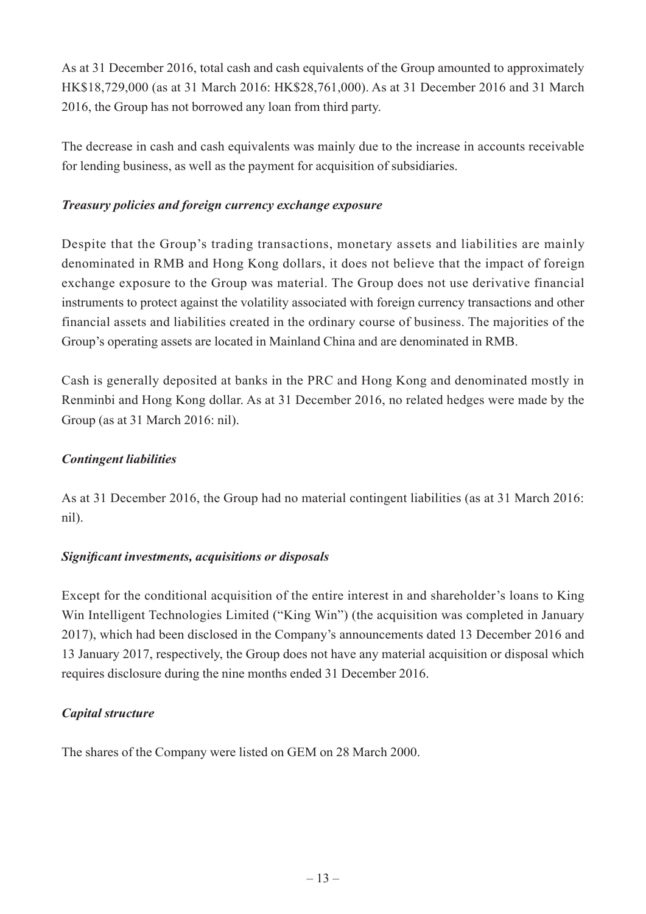As at 31 December 2016, total cash and cash equivalents of the Group amounted to approximately HK$18,729,000 (as at 31 March 2016: HK$28,761,000). As at 31 December 2016 and 31 March 2016, the Group has not borrowed any loan from third party.

The decrease in cash and cash equivalents was mainly due to the increase in accounts receivable for lending business, as well as the payment for acquisition of subsidiaries.

***Treasury policies and foreign currency exchange exposure***

Despite that the Group's trading transactions, monetary assets and liabilities are mainly denominated in RMB and Hong Kong dollars, it does not believe that the impact of foreign exchange exposure to the Group was material. The Group does not use derivative financial instruments to protect against the volatility associated with foreign currency transactions and other financial assets and liabilities created in the ordinary course of business. The majorities of the Group's operating assets are located in Mainland China and are denominated in RMB.

Cash is generally deposited at banks in the PRC and Hong Kong and denominated mostly in Renminbi and Hong Kong dollar. As at 31 December 2016, no related hedges were made by the Group (as at 31 March 2016: nil).

***Contingent liabilities***

As at 31 December 2016, the Group had no material contingent liabilities (as at 31 March 2016: nil).

***Significant investments, acquisitions or disposals***

Except for the conditional acquisition of the entire interest in and shareholder's loans to King Win Intelligent Technologies Limited ("King Win") (the acquisition was completed in January 2017), which had been disclosed in the Company's announcements dated 13 December 2016 and 13 January 2017, respectively, the Group does not have any material acquisition or disposal which requires disclosure during the nine months ended 31 December 2016.

***Capital structure***

The shares of the Company were listed on GEM on 28 March 2000.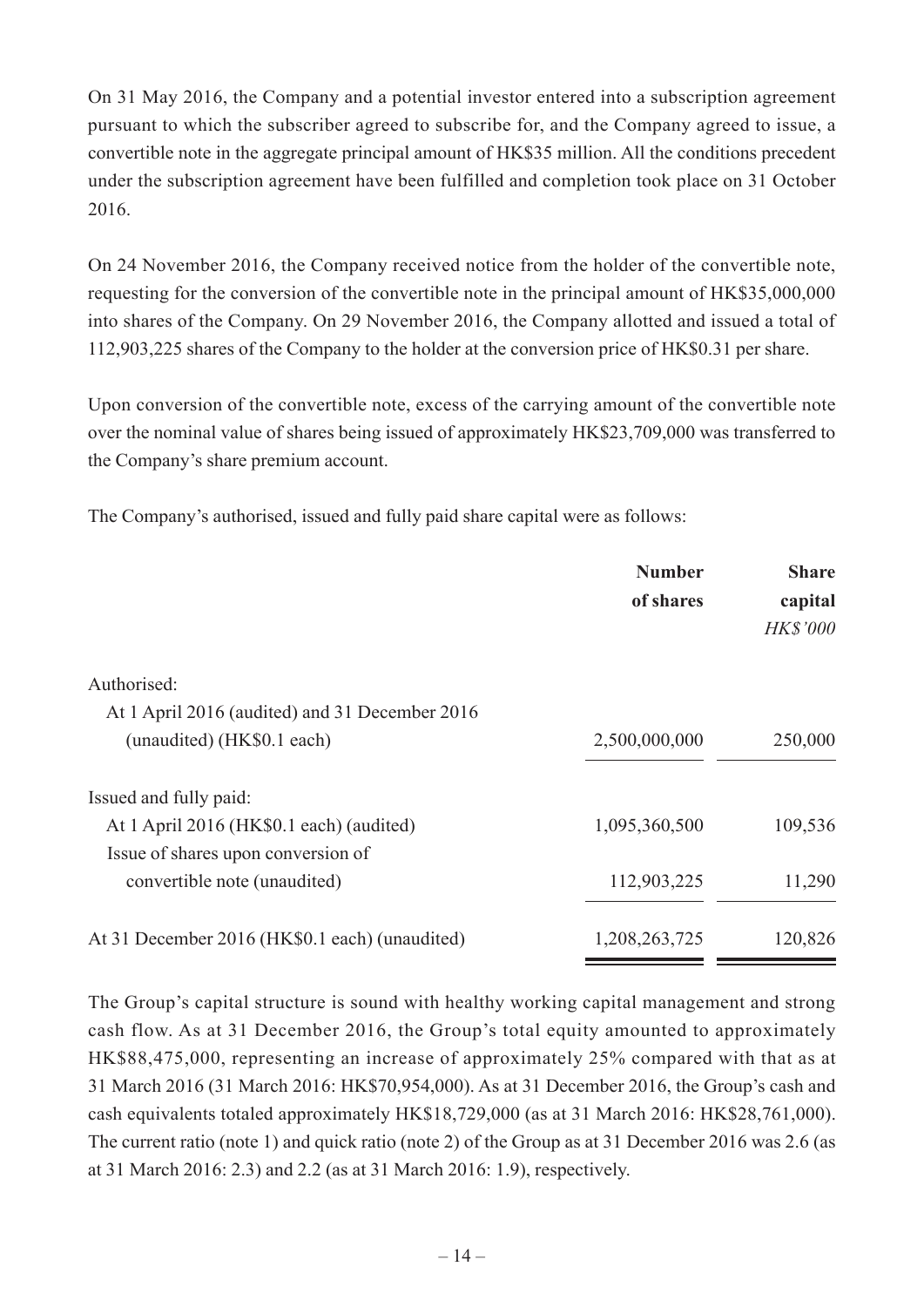On 31 May 2016, the Company and a potential investor entered into a subscription agreement pursuant to which the subscriber agreed to subscribe for, and the Company agreed to issue, a convertible note in the aggregate principal amount of HK$35 million. All the conditions precedent under the subscription agreement have been fulfilled and completion took place on 31 October 2016.

On 24 November 2016, the Company received notice from the holder of the convertible note, requesting for the conversion of the convertible note in the principal amount of HK$35,000,000 into shares of the Company. On 29 November 2016, the Company allotted and issued a total of 112,903,225 shares of the Company to the holder at the conversion price of HK$0.31 per share.

Upon conversion of the convertible note, excess of the carrying amount of the convertible note over the nominal value of shares being issued of approximately HK$23,709,000 was transferred to the Company's share premium account.

The Company's authorised, issued and fully paid share capital were as follows:

| | **Number of shares** | **Share capital** *HK$'000* |
|---|---|---|
| Authorised: | | |
| At 1 April 2016 (audited) and 31 December 2016 (unaudited) (HK$0.1 each) | 2,500,000,000 | 250,000 |
| Issued and fully paid: | | |
| At 1 April 2016 (HK$0.1 each) (audited) | 1,095,360,500 | 109,536 |
| Issue of shares upon conversion of convertible note (unaudited) | 112,903,225 | 11,290 |
| At 31 December 2016 (HK$0.1 each) (unaudited) | 1,208,263,725 | 120,826 |

The Group's capital structure is sound with healthy working capital management and strong cash flow. As at 31 December 2016, the Group's total equity amounted to approximately HK$88,475,000, representing an increase of approximately 25% compared with that as at 31 March 2016 (31 March 2016: HK$70,954,000). As at 31 December 2016, the Group's cash and cash equivalents totaled approximately HK$18,729,000 (as at 31 March 2016: HK$28,761,000). The current ratio (note 1) and quick ratio (note 2) of the Group as at 31 December 2016 was 2.6 (as at 31 March 2016: 2.3) and 2.2 (as at 31 March 2016: 1.9), respectively.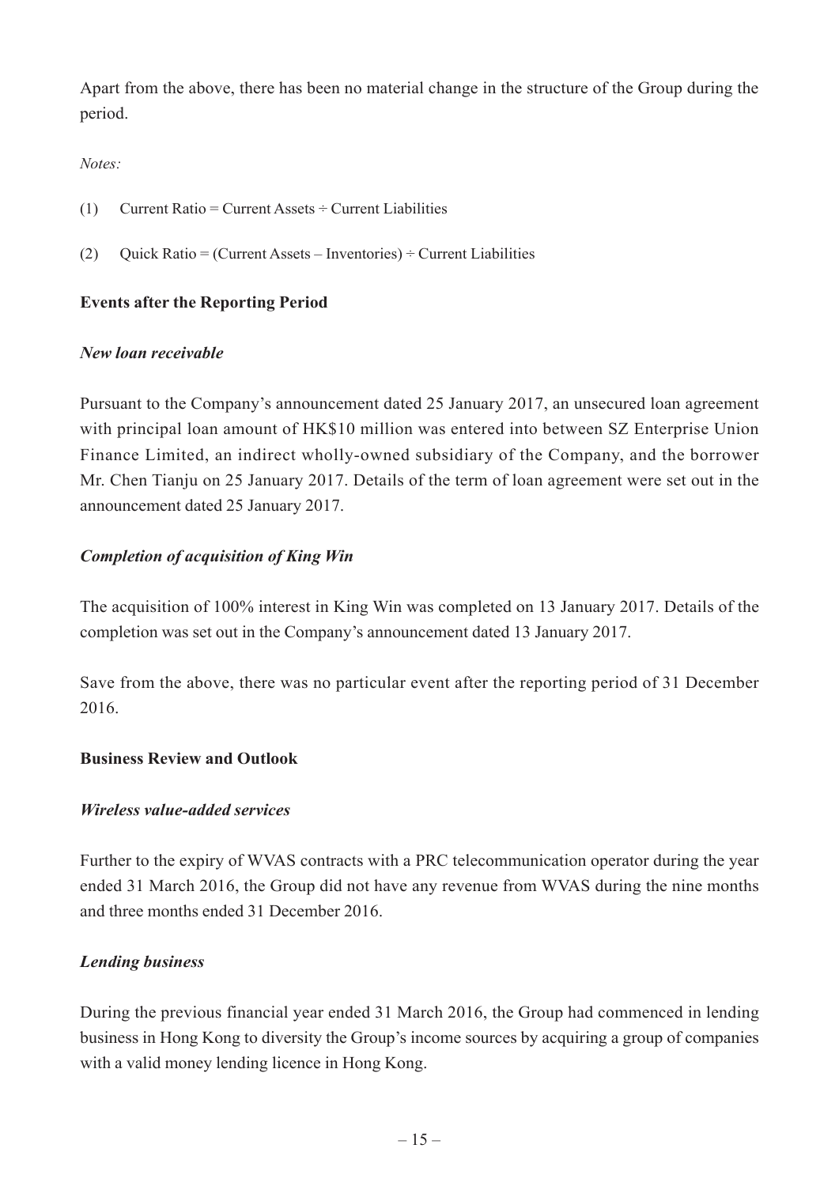Apart from the above, there has been no material change in the structure of the Group during the period.

*Notes:*

(1) Current Ratio = Current Assets ÷ Current Liabilities

(2) Quick Ratio = (Current Assets – Inventories) ÷ Current Liabilities

**Events after the Reporting Period**

***New loan receivable***

Pursuant to the Company's announcement dated 25 January 2017, an unsecured loan agreement with principal loan amount of HK$10 million was entered into between SZ Enterprise Union Finance Limited, an indirect wholly-owned subsidiary of the Company, and the borrower Mr. Chen Tianju on 25 January 2017. Details of the term of loan agreement were set out in the announcement dated 25 January 2017.

***Completion of acquisition of King Win***

The acquisition of 100% interest in King Win was completed on 13 January 2017. Details of the completion was set out in the Company's announcement dated 13 January 2017.

Save from the above, there was no particular event after the reporting period of 31 December 2016.

**Business Review and Outlook**

***Wireless value-added services***

Further to the expiry of WVAS contracts with a PRC telecommunication operator during the year ended 31 March 2016, the Group did not have any revenue from WVAS during the nine months and three months ended 31 December 2016.

***Lending business***

During the previous financial year ended 31 March 2016, the Group had commenced in lending business in Hong Kong to diversity the Group's income sources by acquiring a group of companies with a valid money lending licence in Hong Kong.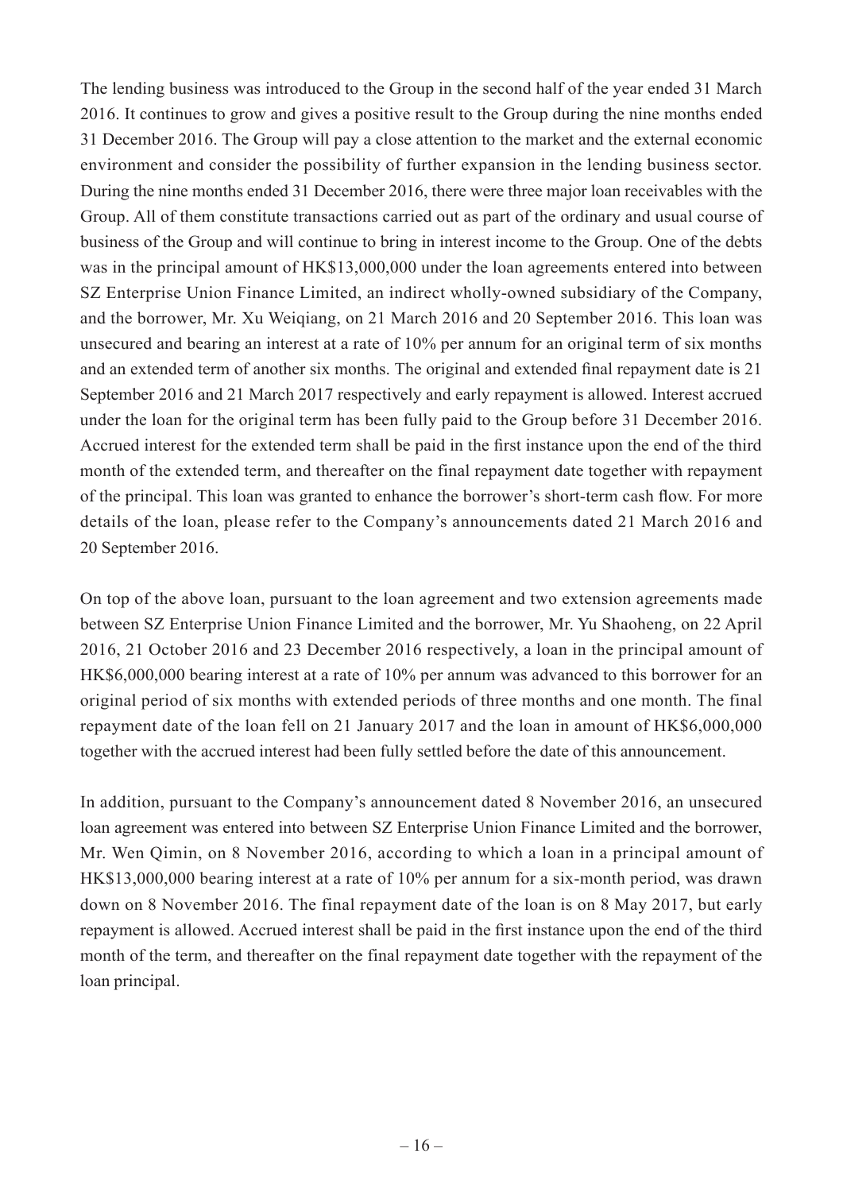The lending business was introduced to the Group in the second half of the year ended 31 March 2016. It continues to grow and gives a positive result to the Group during the nine months ended 31 December 2016. The Group will pay a close attention to the market and the external economic environment and consider the possibility of further expansion in the lending business sector. During the nine months ended 31 December 2016, there were three major loan receivables with the Group. All of them constitute transactions carried out as part of the ordinary and usual course of business of the Group and will continue to bring in interest income to the Group. One of the debts was in the principal amount of HK$13,000,000 under the loan agreements entered into between SZ Enterprise Union Finance Limited, an indirect wholly-owned subsidiary of the Company, and the borrower, Mr. Xu Weiqiang, on 21 March 2016 and 20 September 2016. This loan was unsecured and bearing an interest at a rate of 10% per annum for an original term of six months and an extended term of another six months. The original and extended final repayment date is 21 September 2016 and 21 March 2017 respectively and early repayment is allowed. Interest accrued under the loan for the original term has been fully paid to the Group before 31 December 2016. Accrued interest for the extended term shall be paid in the first instance upon the end of the third month of the extended term, and thereafter on the final repayment date together with repayment of the principal. This loan was granted to enhance the borrower's short-term cash flow. For more details of the loan, please refer to the Company's announcements dated 21 March 2016 and 20 September 2016.

On top of the above loan, pursuant to the loan agreement and two extension agreements made between SZ Enterprise Union Finance Limited and the borrower, Mr. Yu Shaoheng, on 22 April 2016, 21 October 2016 and 23 December 2016 respectively, a loan in the principal amount of HK$6,000,000 bearing interest at a rate of 10% per annum was advanced to this borrower for an original period of six months with extended periods of three months and one month. The final repayment date of the loan fell on 21 January 2017 and the loan in amount of HK$6,000,000 together with the accrued interest had been fully settled before the date of this announcement.

In addition, pursuant to the Company's announcement dated 8 November 2016, an unsecured loan agreement was entered into between SZ Enterprise Union Finance Limited and the borrower, Mr. Wen Qimin, on 8 November 2016, according to which a loan in a principal amount of HK$13,000,000 bearing interest at a rate of 10% per annum for a six-month period, was drawn down on 8 November 2016. The final repayment date of the loan is on 8 May 2017, but early repayment is allowed. Accrued interest shall be paid in the first instance upon the end of the third month of the term, and thereafter on the final repayment date together with the repayment of the loan principal.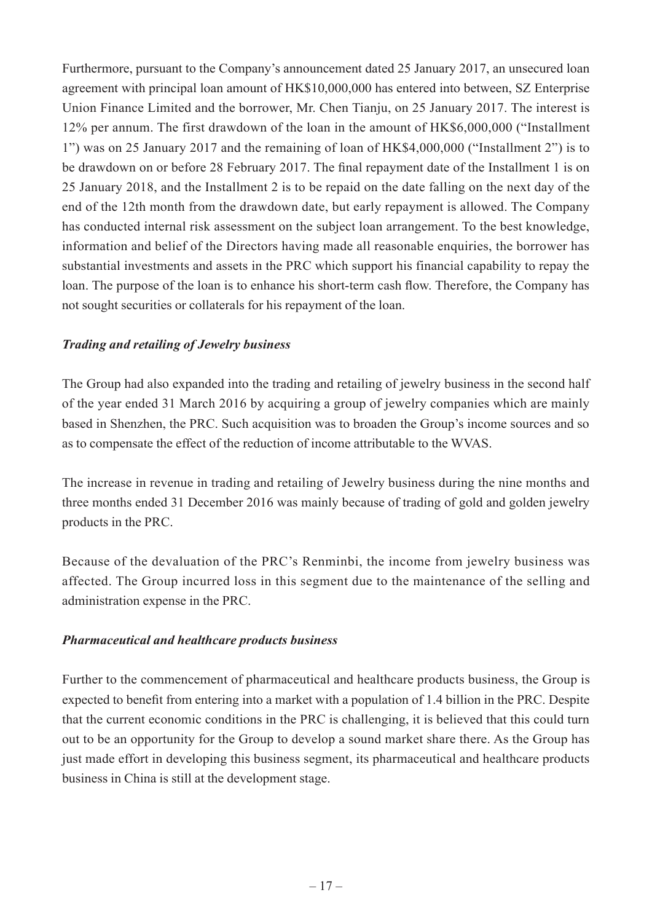Furthermore, pursuant to the Company's announcement dated 25 January 2017, an unsecured loan agreement with principal loan amount of HK$10,000,000 has entered into between, SZ Enterprise Union Finance Limited and the borrower, Mr. Chen Tianju, on 25 January 2017. The interest is 12% per annum. The first drawdown of the loan in the amount of HK$6,000,000 ("Installment 1") was on 25 January 2017 and the remaining of loan of HK$4,000,000 ("Installment 2") is to be drawdown on or before 28 February 2017. The final repayment date of the Installment 1 is on 25 January 2018, and the Installment 2 is to be repaid on the date falling on the next day of the end of the 12th month from the drawdown date, but early repayment is allowed. The Company has conducted internal risk assessment on the subject loan arrangement. To the best knowledge, information and belief of the Directors having made all reasonable enquiries, the borrower has substantial investments and assets in the PRC which support his financial capability to repay the loan. The purpose of the loan is to enhance his short-term cash flow. Therefore, the Company has not sought securities or collaterals for his repayment of the loan.

***Trading and retailing of Jewelry business***

The Group had also expanded into the trading and retailing of jewelry business in the second half of the year ended 31 March 2016 by acquiring a group of jewelry companies which are mainly based in Shenzhen, the PRC. Such acquisition was to broaden the Group's income sources and so as to compensate the effect of the reduction of income attributable to the WVAS.

The increase in revenue in trading and retailing of Jewelry business during the nine months and three months ended 31 December 2016 was mainly because of trading of gold and golden jewelry products in the PRC.

Because of the devaluation of the PRC's Renminbi, the income from jewelry business was affected. The Group incurred loss in this segment due to the maintenance of the selling and administration expense in the PRC.

***Pharmaceutical and healthcare products business***

Further to the commencement of pharmaceutical and healthcare products business, the Group is expected to benefit from entering into a market with a population of 1.4 billion in the PRC. Despite that the current economic conditions in the PRC is challenging, it is believed that this could turn out to be an opportunity for the Group to develop a sound market share there. As the Group has just made effort in developing this business segment, its pharmaceutical and healthcare products business in China is still at the development stage.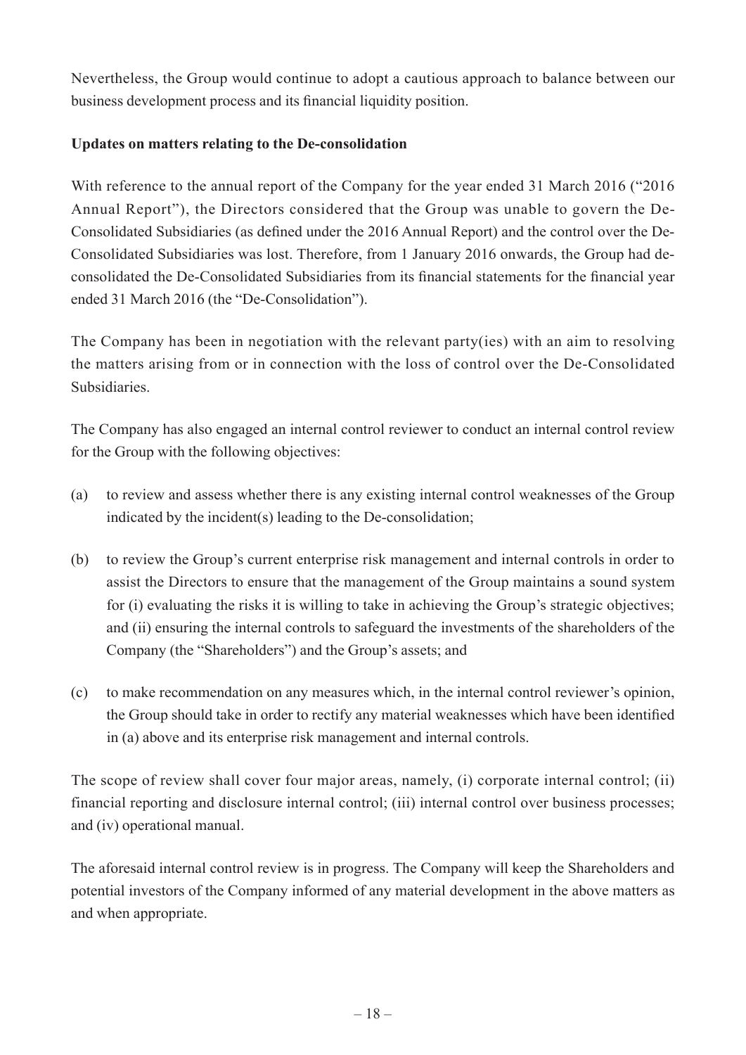Nevertheless, the Group would continue to adopt a cautious approach to balance between our business development process and its financial liquidity position.

**Updates on matters relating to the De-consolidation**

With reference to the annual report of the Company for the year ended 31 March 2016 ("2016 Annual Report"), the Directors considered that the Group was unable to govern the De-Consolidated Subsidiaries (as defined under the 2016 Annual Report) and the control over the De-Consolidated Subsidiaries was lost. Therefore, from 1 January 2016 onwards, the Group had de-consolidated the De-Consolidated Subsidiaries from its financial statements for the financial year ended 31 March 2016 (the "De-Consolidation").

The Company has been in negotiation with the relevant party(ies) with an aim to resolving the matters arising from or in connection with the loss of control over the De-Consolidated Subsidiaries.

The Company has also engaged an internal control reviewer to conduct an internal control review for the Group with the following objectives:

(a) to review and assess whether there is any existing internal control weaknesses of the Group indicated by the incident(s) leading to the De-consolidation;

(b) to review the Group's current enterprise risk management and internal controls in order to assist the Directors to ensure that the management of the Group maintains a sound system for (i) evaluating the risks it is willing to take in achieving the Group's strategic objectives; and (ii) ensuring the internal controls to safeguard the investments of the shareholders of the Company (the "Shareholders") and the Group's assets; and

(c) to make recommendation on any measures which, in the internal control reviewer's opinion, the Group should take in order to rectify any material weaknesses which have been identified in (a) above and its enterprise risk management and internal controls.

The scope of review shall cover four major areas, namely, (i) corporate internal control; (ii) financial reporting and disclosure internal control; (iii) internal control over business processes; and (iv) operational manual.

The aforesaid internal control review is in progress. The Company will keep the Shareholders and potential investors of the Company informed of any material development in the above matters as and when appropriate.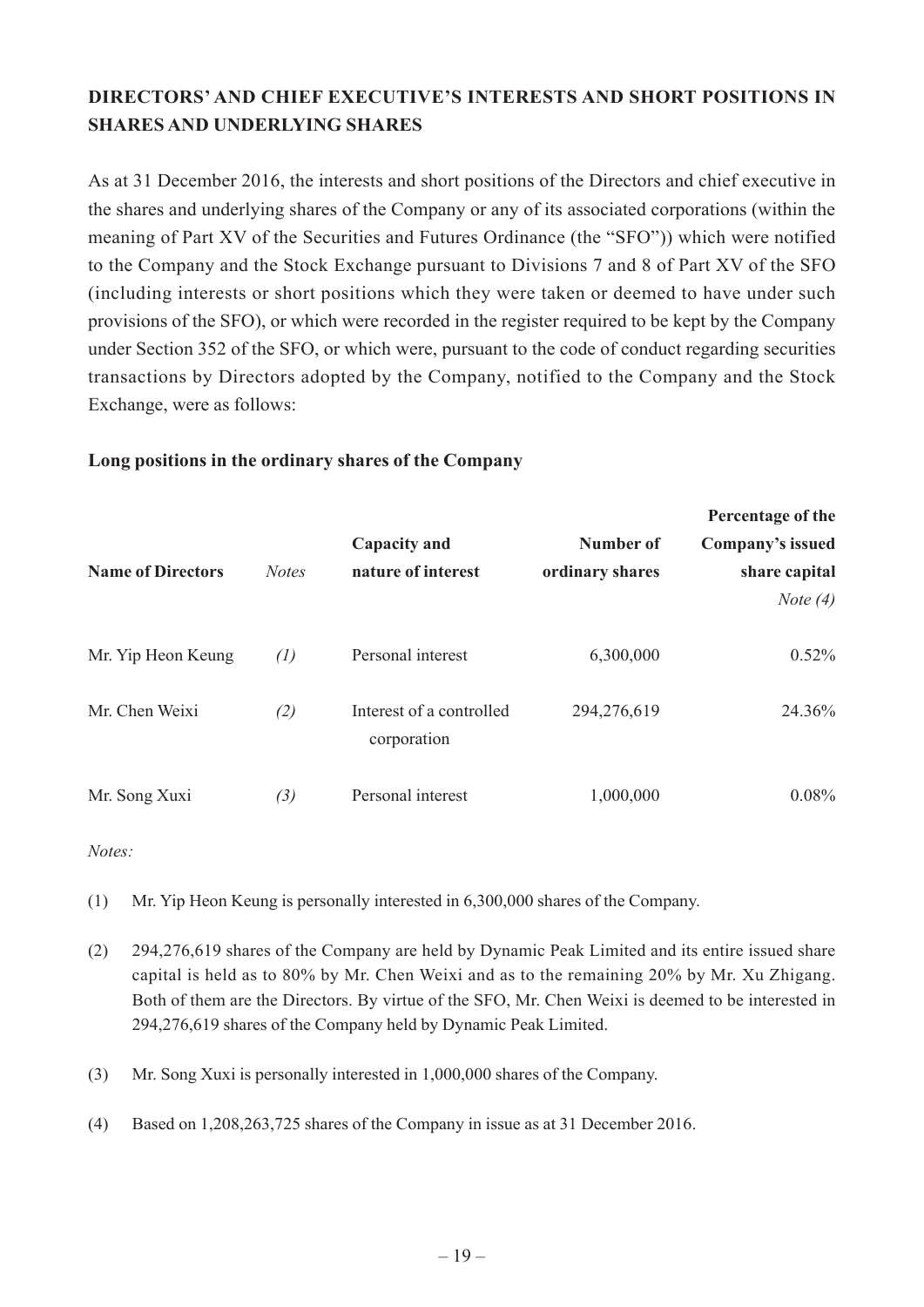## DIRECTORS' AND CHIEF EXECUTIVE'S INTERESTS AND SHORT POSITIONS IN SHARES AND UNDERLYING SHARES

As at 31 December 2016, the interests and short positions of the Directors and chief executive in the shares and underlying shares of the Company or any of its associated corporations (within the meaning of Part XV of the Securities and Futures Ordinance (the "SFO")) which were notified to the Company and the Stock Exchange pursuant to Divisions 7 and 8 of Part XV of the SFO (including interests or short positions which they were taken or deemed to have under such provisions of the SFO), or which were recorded in the register required to be kept by the Company under Section 352 of the SFO, or which were, pursuant to the code of conduct regarding securities transactions by Directors adopted by the Company, notified to the Company and the Stock Exchange, were as follows:

**Long positions in the ordinary shares of the Company**

| **Name of Directors** | *Notes* | **Capacity and nature of interest** | **Number of ordinary shares** | **Percentage of the Company's issued share capital** *Note (4)* |
|---|---|---|---|---|
| Mr. Yip Heon Keung | *(1)* | Personal interest | 6,300,000 | 0.52% |
| Mr. Chen Weixi | *(2)* | Interest of a controlled corporation | 294,276,619 | 24.36% |
| Mr. Song Xuxi | *(3)* | Personal interest | 1,000,000 | 0.08% |

*Notes:*

(1) Mr. Yip Heon Keung is personally interested in 6,300,000 shares of the Company.

(2) 294,276,619 shares of the Company are held by Dynamic Peak Limited and its entire issued share capital is held as to 80% by Mr. Chen Weixi and as to the remaining 20% by Mr. Xu Zhigang. Both of them are the Directors. By virtue of the SFO, Mr. Chen Weixi is deemed to be interested in 294,276,619 shares of the Company held by Dynamic Peak Limited.

(3) Mr. Song Xuxi is personally interested in 1,000,000 shares of the Company.

(4) Based on 1,208,263,725 shares of the Company in issue as at 31 December 2016.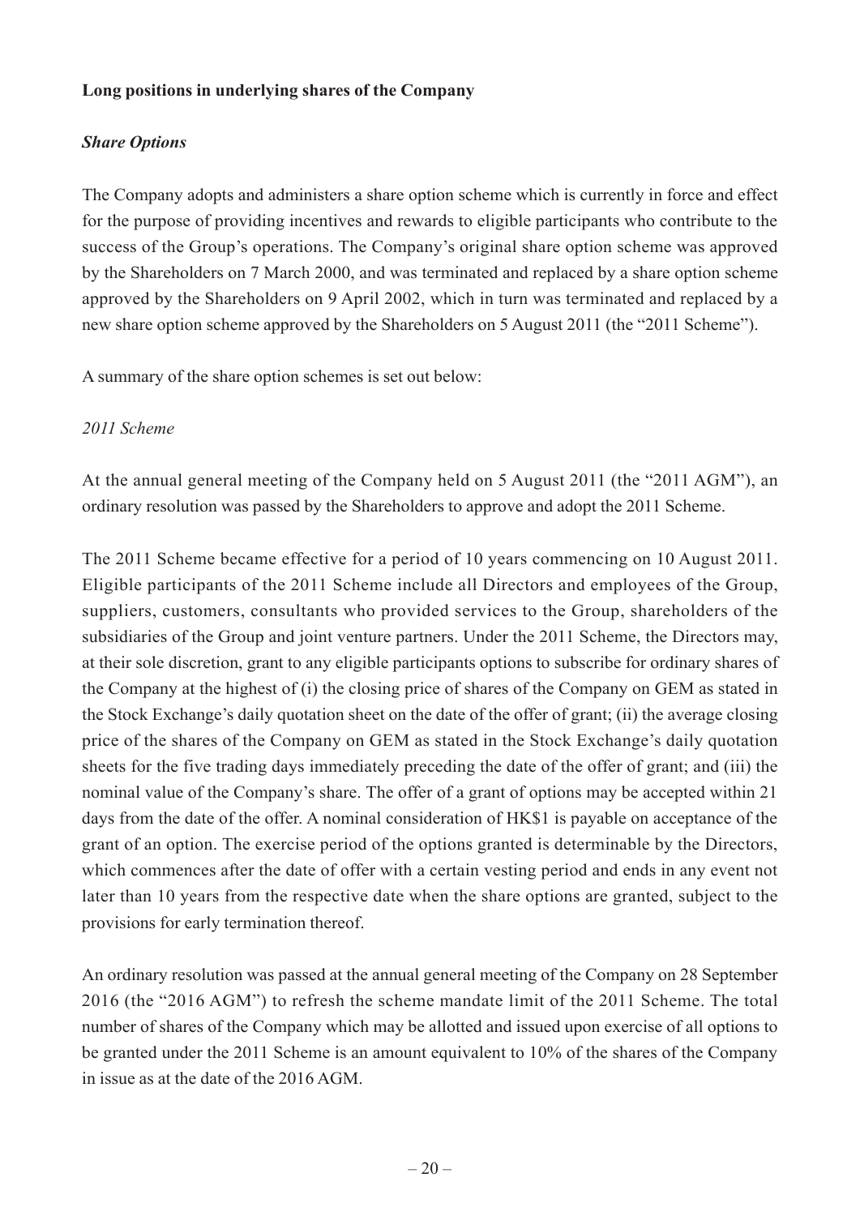**Long positions in underlying shares of the Company**

***Share Options***

The Company adopts and administers a share option scheme which is currently in force and effect for the purpose of providing incentives and rewards to eligible participants who contribute to the success of the Group's operations. The Company's original share option scheme was approved by the Shareholders on 7 March 2000, and was terminated and replaced by a share option scheme approved by the Shareholders on 9 April 2002, which in turn was terminated and replaced by a new share option scheme approved by the Shareholders on 5 August 2011 (the "2011 Scheme").

A summary of the share option schemes is set out below:

*2011 Scheme*

At the annual general meeting of the Company held on 5 August 2011 (the "2011 AGM"), an ordinary resolution was passed by the Shareholders to approve and adopt the 2011 Scheme.

The 2011 Scheme became effective for a period of 10 years commencing on 10 August 2011. Eligible participants of the 2011 Scheme include all Directors and employees of the Group, suppliers, customers, consultants who provided services to the Group, shareholders of the subsidiaries of the Group and joint venture partners. Under the 2011 Scheme, the Directors may, at their sole discretion, grant to any eligible participants options to subscribe for ordinary shares of the Company at the highest of (i) the closing price of shares of the Company on GEM as stated in the Stock Exchange's daily quotation sheet on the date of the offer of grant; (ii) the average closing price of the shares of the Company on GEM as stated in the Stock Exchange's daily quotation sheets for the five trading days immediately preceding the date of the offer of grant; and (iii) the nominal value of the Company's share. The offer of a grant of options may be accepted within 21 days from the date of the offer. A nominal consideration of HK$1 is payable on acceptance of the grant of an option. The exercise period of the options granted is determinable by the Directors, which commences after the date of offer with a certain vesting period and ends in any event not later than 10 years from the respective date when the share options are granted, subject to the provisions for early termination thereof.

An ordinary resolution was passed at the annual general meeting of the Company on 28 September 2016 (the "2016 AGM") to refresh the scheme mandate limit of the 2011 Scheme. The total number of shares of the Company which may be allotted and issued upon exercise of all options to be granted under the 2011 Scheme is an amount equivalent to 10% of the shares of the Company in issue as at the date of the 2016 AGM.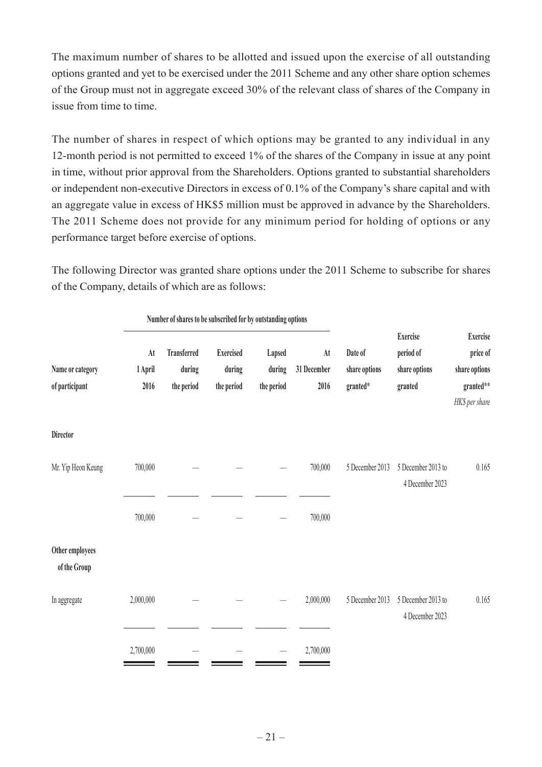The maximum number of shares to be allotted and issued upon the exercise of all outstanding options granted and yet to be exercised under the 2011 Scheme and any other share option schemes of the Group must not in aggregate exceed 30% of the relevant class of shares of the Company in issue from time to time.

The number of shares in respect of which options may be granted to any individual in any 12-month period is not permitted to exceed 1% of the shares of the Company in issue at any point in time, without prior approval from the Shareholders. Options granted to substantial shareholders or independent non-executive Directors in excess of 0.1% of the Company's share capital and with an aggregate value in excess of HK$5 million must be approved in advance by the Shareholders. The 2011 Scheme does not provide for any minimum period for holding of options or any performance target before exercise of options.

The following Director was granted share options under the 2011 Scheme to subscribe for shares of the Company, details of which are as follows:

| | Number of shares to be subscribed for by outstanding options | | | | | | | |
|---|---|---|---|---|---|---|---|---|
| **Name or category of participant** | **At 1 April 2016** | **Transferred during the period** | **Exercised during the period** | **Lapsed during the period** | **At 31 December 2016** | **Date of share options granted*** | **Exercise period of share options granted** | **Exercise price of share options granted**** *HK$ per share* |
| **Director** | | | | | | | | |
| Mr. Yip Heon Keung | 700,000 | — | — | — | 700,000 | 5 December 2013 | 5 December 2013 to 4 December 2023 | 0.165 |
| | 700,000 | — | — | — | 700,000 | | | |
| **Other employees of the Group** | | | | | | | | |
| In aggregate | 2,000,000 | — | — | — | 2,000,000 | 5 December 2013 | 5 December 2013 to 4 December 2023 | 0.165 |
| | 2,700,000 | — | — | — | 2,700,000 | | | |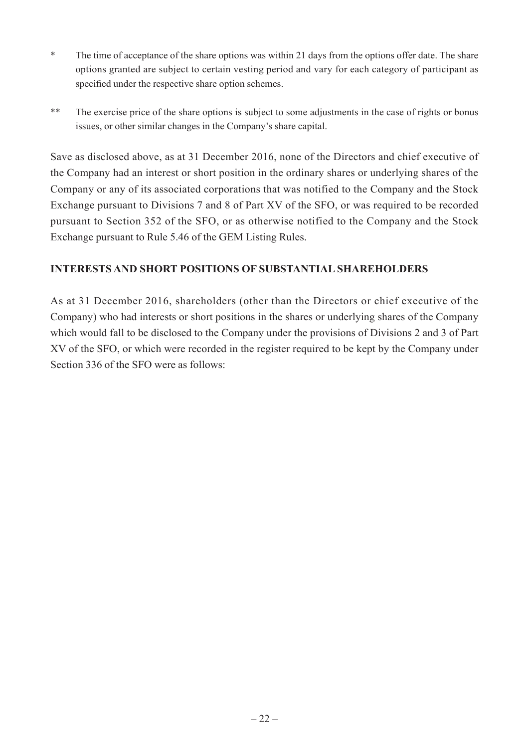\* The time of acceptance of the share options was within 21 days from the options offer date. The share options granted are subject to certain vesting period and vary for each category of participant as specified under the respective share option schemes.

\*\* The exercise price of the share options is subject to some adjustments in the case of rights or bonus issues, or other similar changes in the Company's share capital.

Save as disclosed above, as at 31 December 2016, none of the Directors and chief executive of the Company had an interest or short position in the ordinary shares or underlying shares of the Company or any of its associated corporations that was notified to the Company and the Stock Exchange pursuant to Divisions 7 and 8 of Part XV of the SFO, or was required to be recorded pursuant to Section 352 of the SFO, or as otherwise notified to the Company and the Stock Exchange pursuant to Rule 5.46 of the GEM Listing Rules.

## INTERESTS AND SHORT POSITIONS OF SUBSTANTIAL SHAREHOLDERS

As at 31 December 2016, shareholders (other than the Directors or chief executive of the Company) who had interests or short positions in the shares or underlying shares of the Company which would fall to be disclosed to the Company under the provisions of Divisions 2 and 3 of Part XV of the SFO, or which were recorded in the register required to be kept by the Company under Section 336 of the SFO were as follows: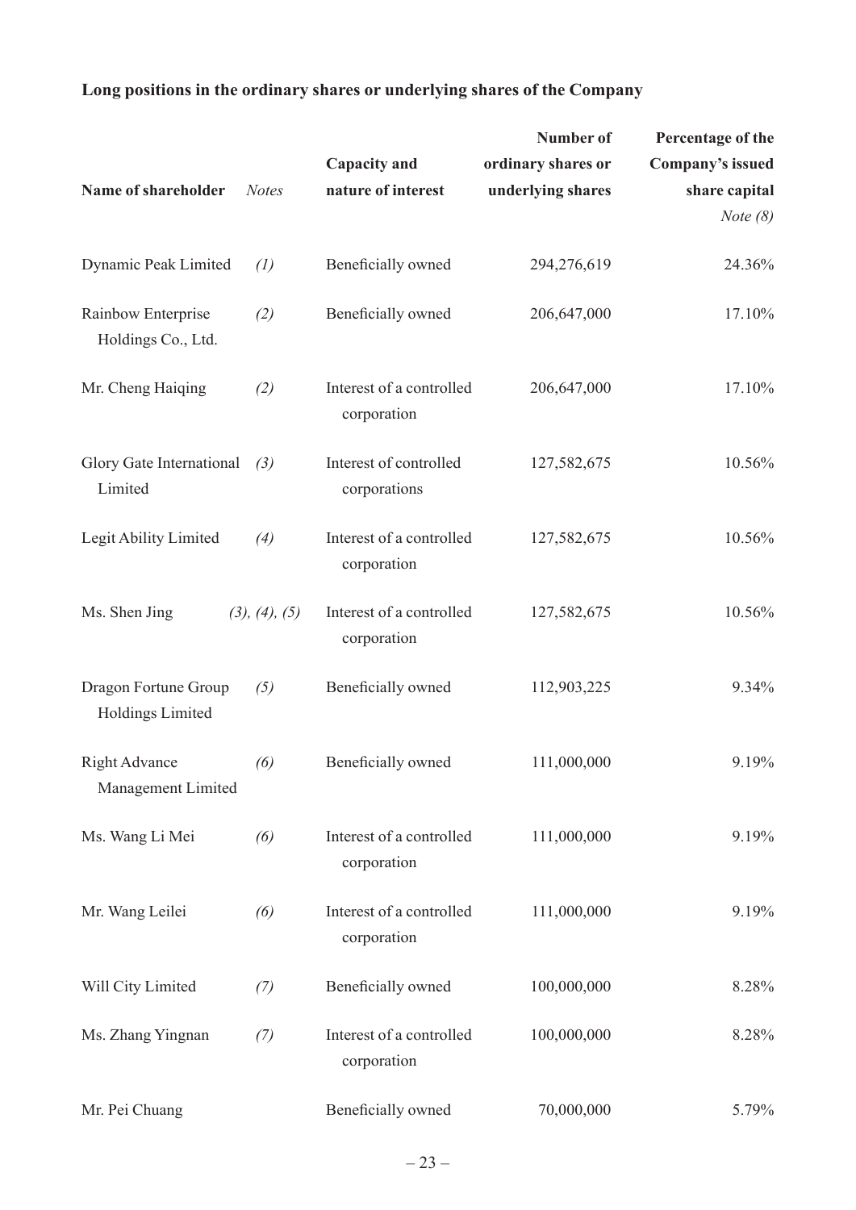**Long positions in the ordinary shares or underlying shares of the Company**

| Name of shareholder | *Notes* | Capacity and nature of interest | Number of ordinary shares or underlying shares | Percentage of the Company's issued share capital *Note (8)* |
|---|---|---|---:|---:|
| Dynamic Peak Limited | *(1)* | Beneficially owned | 294,276,619 | 24.36% |
| Rainbow Enterprise Holdings Co., Ltd. | *(2)* | Beneficially owned | 206,647,000 | 17.10% |
| Mr. Cheng Haiqing | *(2)* | Interest of a controlled corporation | 206,647,000 | 17.10% |
| Glory Gate International Limited | *(3)* | Interest of controlled corporations | 127,582,675 | 10.56% |
| Legit Ability Limited | *(4)* | Interest of a controlled corporation | 127,582,675 | 10.56% |
| Ms. Shen Jing | *(3), (4), (5)* | Interest of a controlled corporation | 127,582,675 | 10.56% |
| Dragon Fortune Group Holdings Limited | *(5)* | Beneficially owned | 112,903,225 | 9.34% |
| Right Advance Management Limited | *(6)* | Beneficially owned | 111,000,000 | 9.19% |
| Ms. Wang Li Mei | *(6)* | Interest of a controlled corporation | 111,000,000 | 9.19% |
| Mr. Wang Leilei | *(6)* | Interest of a controlled corporation | 111,000,000 | 9.19% |
| Will City Limited | *(7)* | Beneficially owned | 100,000,000 | 8.28% |
| Ms. Zhang Yingnan | *(7)* | Interest of a controlled corporation | 100,000,000 | 8.28% |
| Mr. Pei Chuang | | Beneficially owned | 70,000,000 | 5.79% |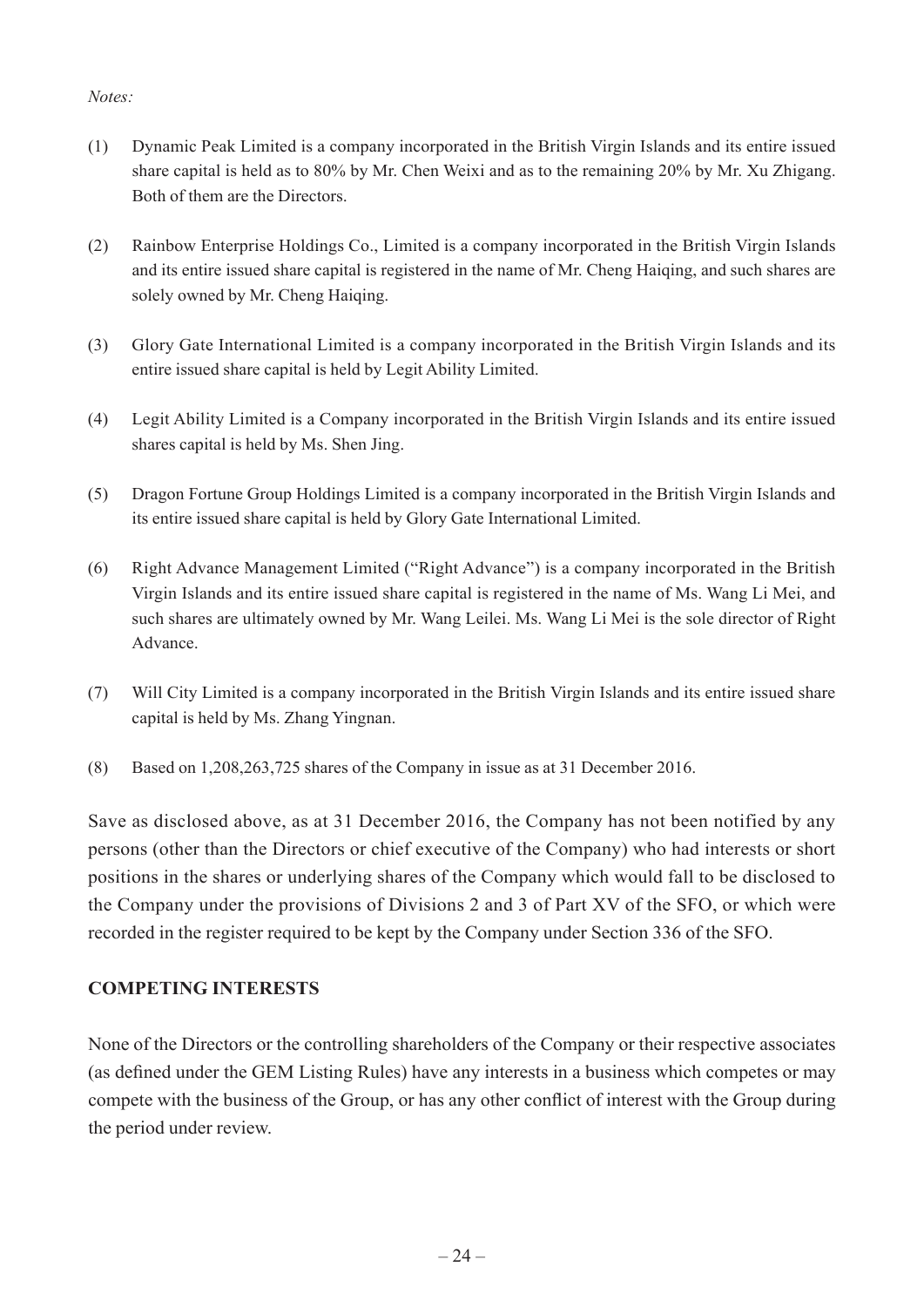*Notes:*

(1) Dynamic Peak Limited is a company incorporated in the British Virgin Islands and its entire issued share capital is held as to 80% by Mr. Chen Weixi and as to the remaining 20% by Mr. Xu Zhigang. Both of them are the Directors.

(2) Rainbow Enterprise Holdings Co., Limited is a company incorporated in the British Virgin Islands and its entire issued share capital is registered in the name of Mr. Cheng Haiqing, and such shares are solely owned by Mr. Cheng Haiqing.

(3) Glory Gate International Limited is a company incorporated in the British Virgin Islands and its entire issued share capital is held by Legit Ability Limited.

(4) Legit Ability Limited is a Company incorporated in the British Virgin Islands and its entire issued shares capital is held by Ms. Shen Jing.

(5) Dragon Fortune Group Holdings Limited is a company incorporated in the British Virgin Islands and its entire issued share capital is held by Glory Gate International Limited.

(6) Right Advance Management Limited ("Right Advance") is a company incorporated in the British Virgin Islands and its entire issued share capital is registered in the name of Ms. Wang Li Mei, and such shares are ultimately owned by Mr. Wang Leilei. Ms. Wang Li Mei is the sole director of Right Advance.

(7) Will City Limited is a company incorporated in the British Virgin Islands and its entire issued share capital is held by Ms. Zhang Yingnan.

(8) Based on 1,208,263,725 shares of the Company in issue as at 31 December 2016.

Save as disclosed above, as at 31 December 2016, the Company has not been notified by any persons (other than the Directors or chief executive of the Company) who had interests or short positions in the shares or underlying shares of the Company which would fall to be disclosed to the Company under the provisions of Divisions 2 and 3 of Part XV of the SFO, or which were recorded in the register required to be kept by the Company under Section 336 of the SFO.

## COMPETING INTERESTS

None of the Directors or the controlling shareholders of the Company or their respective associates (as defined under the GEM Listing Rules) have any interests in a business which competes or may compete with the business of the Group, or has any other conflict of interest with the Group during the period under review.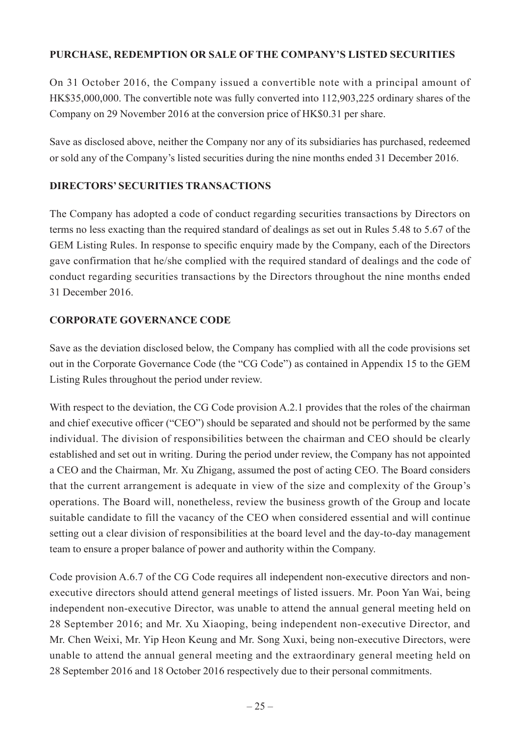## PURCHASE, REDEMPTION OR SALE OF THE COMPANY'S LISTED SECURITIES

On 31 October 2016, the Company issued a convertible note with a principal amount of HK$35,000,000. The convertible note was fully converted into 112,903,225 ordinary shares of the Company on 29 November 2016 at the conversion price of HK$0.31 per share.

Save as disclosed above, neither the Company nor any of its subsidiaries has purchased, redeemed or sold any of the Company's listed securities during the nine months ended 31 December 2016.

## DIRECTORS' SECURITIES TRANSACTIONS

The Company has adopted a code of conduct regarding securities transactions by Directors on terms no less exacting than the required standard of dealings as set out in Rules 5.48 to 5.67 of the GEM Listing Rules. In response to specific enquiry made by the Company, each of the Directors gave confirmation that he/she complied with the required standard of dealings and the code of conduct regarding securities transactions by the Directors throughout the nine months ended 31 December 2016.

## CORPORATE GOVERNANCE CODE

Save as the deviation disclosed below, the Company has complied with all the code provisions set out in the Corporate Governance Code (the "CG Code") as contained in Appendix 15 to the GEM Listing Rules throughout the period under review.

With respect to the deviation, the CG Code provision A.2.1 provides that the roles of the chairman and chief executive officer ("CEO") should be separated and should not be performed by the same individual. The division of responsibilities between the chairman and CEO should be clearly established and set out in writing. During the period under review, the Company has not appointed a CEO and the Chairman, Mr. Xu Zhigang, assumed the post of acting CEO. The Board considers that the current arrangement is adequate in view of the size and complexity of the Group's operations. The Board will, nonetheless, review the business growth of the Group and locate suitable candidate to fill the vacancy of the CEO when considered essential and will continue setting out a clear division of responsibilities at the board level and the day-to-day management team to ensure a proper balance of power and authority within the Company.

Code provision A.6.7 of the CG Code requires all independent non-executive directors and non-executive directors should attend general meetings of listed issuers. Mr. Poon Yan Wai, being independent non-executive Director, was unable to attend the annual general meeting held on 28 September 2016; and Mr. Xu Xiaoping, being independent non-executive Director, and Mr. Chen Weixi, Mr. Yip Heon Keung and Mr. Song Xuxi, being non-executive Directors, were unable to attend the annual general meeting and the extraordinary general meeting held on 28 September 2016 and 18 October 2016 respectively due to their personal commitments.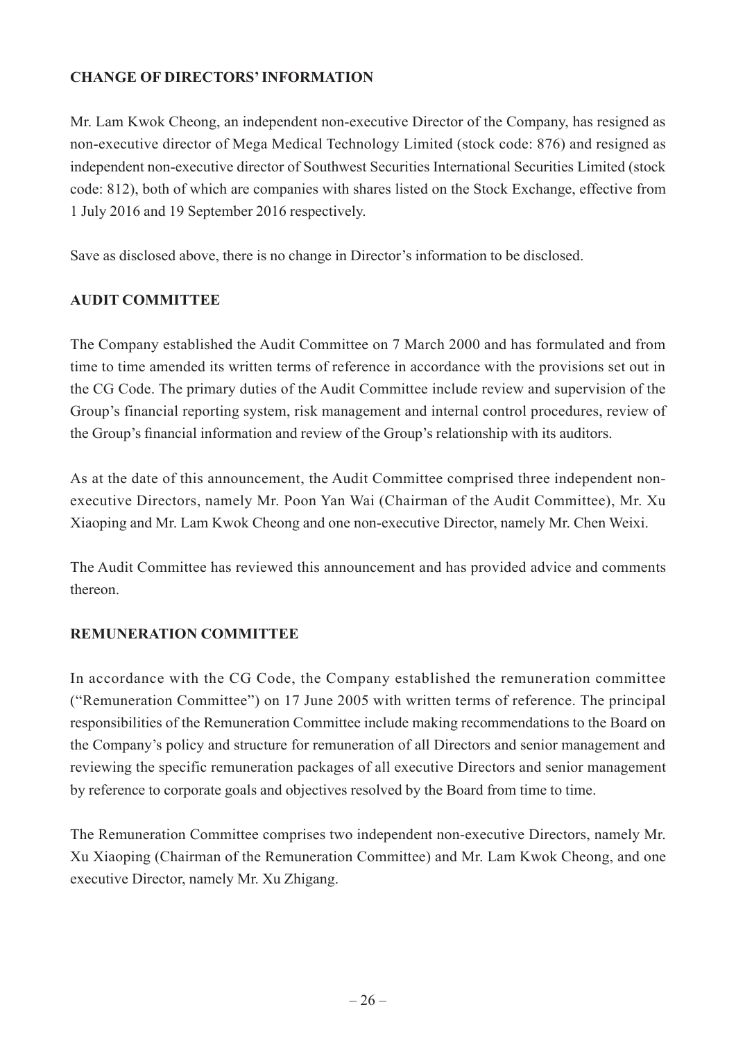## CHANGE OF DIRECTORS' INFORMATION

Mr. Lam Kwok Cheong, an independent non-executive Director of the Company, has resigned as non-executive director of Mega Medical Technology Limited (stock code: 876) and resigned as independent non-executive director of Southwest Securities International Securities Limited (stock code: 812), both of which are companies with shares listed on the Stock Exchange, effective from 1 July 2016 and 19 September 2016 respectively.

Save as disclosed above, there is no change in Director's information to be disclosed.

## AUDIT COMMITTEE

The Company established the Audit Committee on 7 March 2000 and has formulated and from time to time amended its written terms of reference in accordance with the provisions set out in the CG Code. The primary duties of the Audit Committee include review and supervision of the Group's financial reporting system, risk management and internal control procedures, review of the Group's financial information and review of the Group's relationship with its auditors.

As at the date of this announcement, the Audit Committee comprised three independent non-executive Directors, namely Mr. Poon Yan Wai (Chairman of the Audit Committee), Mr. Xu Xiaoping and Mr. Lam Kwok Cheong and one non-executive Director, namely Mr. Chen Weixi.

The Audit Committee has reviewed this announcement and has provided advice and comments thereon.

## REMUNERATION COMMITTEE

In accordance with the CG Code, the Company established the remuneration committee ("Remuneration Committee") on 17 June 2005 with written terms of reference. The principal responsibilities of the Remuneration Committee include making recommendations to the Board on the Company's policy and structure for remuneration of all Directors and senior management and reviewing the specific remuneration packages of all executive Directors and senior management by reference to corporate goals and objectives resolved by the Board from time to time.

The Remuneration Committee comprises two independent non-executive Directors, namely Mr. Xu Xiaoping (Chairman of the Remuneration Committee) and Mr. Lam Kwok Cheong, and one executive Director, namely Mr. Xu Zhigang.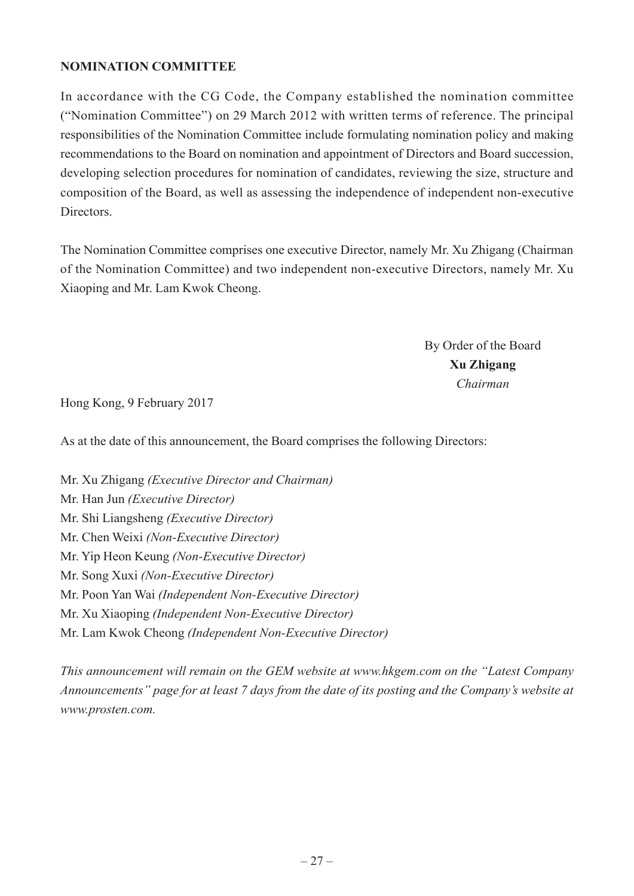## NOMINATION COMMITTEE

In accordance with the CG Code, the Company established the nomination committee ("Nomination Committee") on 29 March 2012 with written terms of reference. The principal responsibilities of the Nomination Committee include formulating nomination policy and making recommendations to the Board on nomination and appointment of Directors and Board succession, developing selection procedures for nomination of candidates, reviewing the size, structure and composition of the Board, as well as assessing the independence of independent non-executive Directors.

The Nomination Committee comprises one executive Director, namely Mr. Xu Zhigang (Chairman of the Nomination Committee) and two independent non-executive Directors, namely Mr. Xu Xiaoping and Mr. Lam Kwok Cheong.

By Order of the Board
**Xu Zhigang**
*Chairman*

Hong Kong, 9 February 2017

As at the date of this announcement, the Board comprises the following Directors:

Mr. Xu Zhigang *(Executive Director and Chairman)*
Mr. Han Jun *(Executive Director)*
Mr. Shi Liangsheng *(Executive Director)*
Mr. Chen Weixi *(Non-Executive Director)*
Mr. Yip Heon Keung *(Non-Executive Director)*
Mr. Song Xuxi *(Non-Executive Director)*
Mr. Poon Yan Wai *(Independent Non-Executive Director)*
Mr. Xu Xiaoping *(Independent Non-Executive Director)*
Mr. Lam Kwok Cheong *(Independent Non-Executive Director)*

*This announcement will remain on the GEM website at www.hkgem.com on the "Latest Company Announcements" page for at least 7 days from the date of its posting and the Company's website at www.prosten.com.*